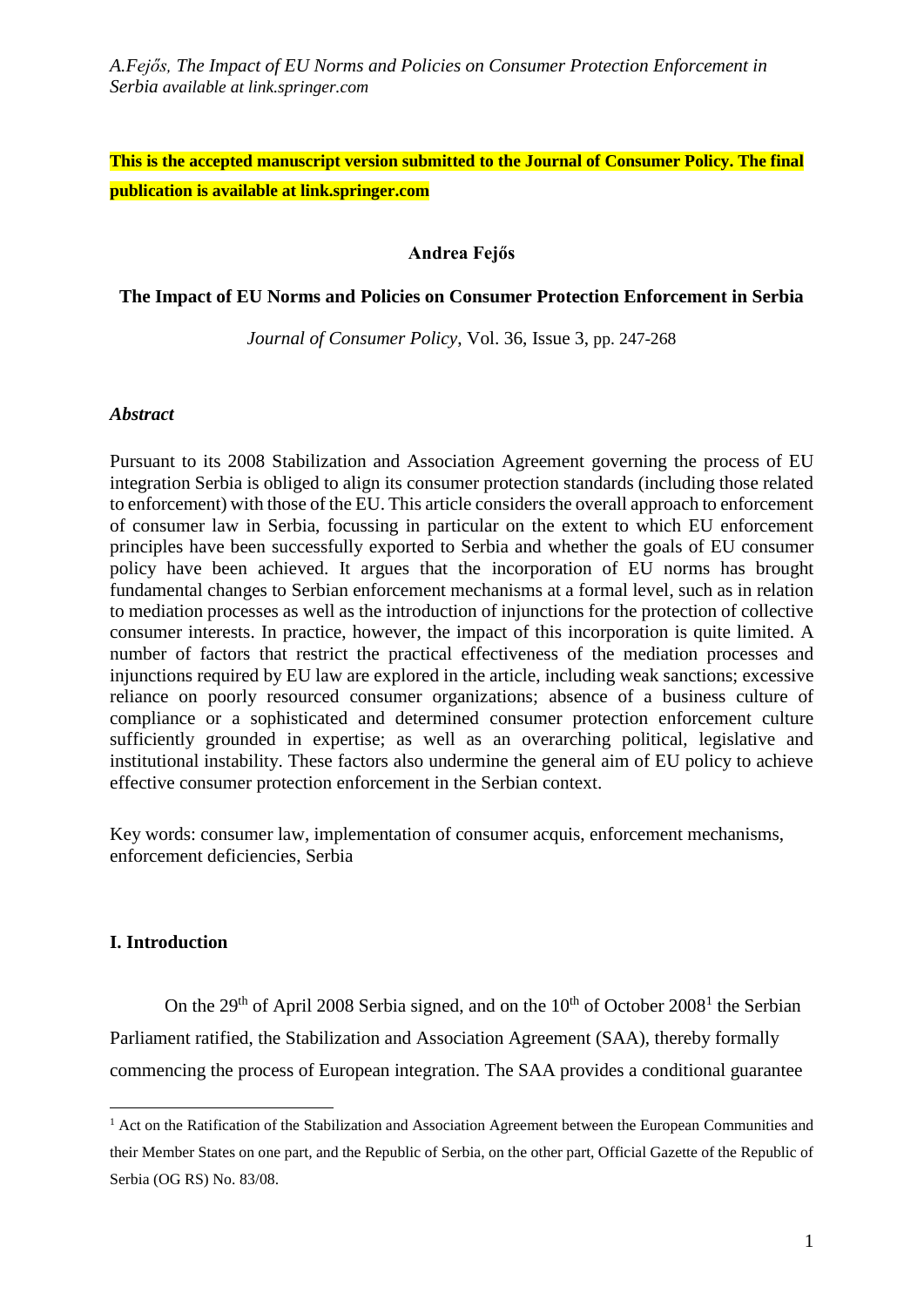**This is the accepted manuscript version submitted to the Journal of Consumer Policy. The final publication is available at link.springer.com**

**Andrea Fejős**

# The Impact of EU Norms and Policies on Consumer Protection Enforcement in Serbia

*Journal of Consumer Policy*, Vol. 36, Issue 3, pp. 247-268

***Abstract***

Pursuant to its 2008 Stabilization and Association Agreement governing the process of EU integration Serbia is obliged to align its consumer protection standards (including those related to enforcement) with those of the EU. This article considers the overall approach to enforcement of consumer law in Serbia, focussing in particular on the extent to which EU enforcement principles have been successfully exported to Serbia and whether the goals of EU consumer policy have been achieved. It argues that the incorporation of EU norms has brought fundamental changes to Serbian enforcement mechanisms at a formal level, such as in relation to mediation processes as well as the introduction of injunctions for the protection of collective consumer interests. In practice, however, the impact of this incorporation is quite limited. A number of factors that restrict the practical effectiveness of the mediation processes and injunctions required by EU law are explored in the article, including weak sanctions; excessive reliance on poorly resourced consumer organizations; absence of a business culture of compliance or a sophisticated and determined consumer protection enforcement culture sufficiently grounded in expertise; as well as an overarching political, legislative and institutional instability. These factors also undermine the general aim of EU policy to achieve effective consumer protection enforcement in the Serbian context.

Key words: consumer law, implementation of consumer acquis, enforcement mechanisms, enforcement deficiencies, Serbia

## I. Introduction

On the 29th of April 2008 Serbia signed, and on the 10th of October 2008[1] the Serbian Parliament ratified, the Stabilization and Association Agreement (SAA), thereby formally commencing the process of European integration. The SAA provides a conditional guarantee

[1] Act on the Ratification of the Stabilization and Association Agreement between the European Communities and their Member States on one part, and the Republic of Serbia, on the other part, Official Gazette of the Republic of Serbia (OG RS) No. 83/08.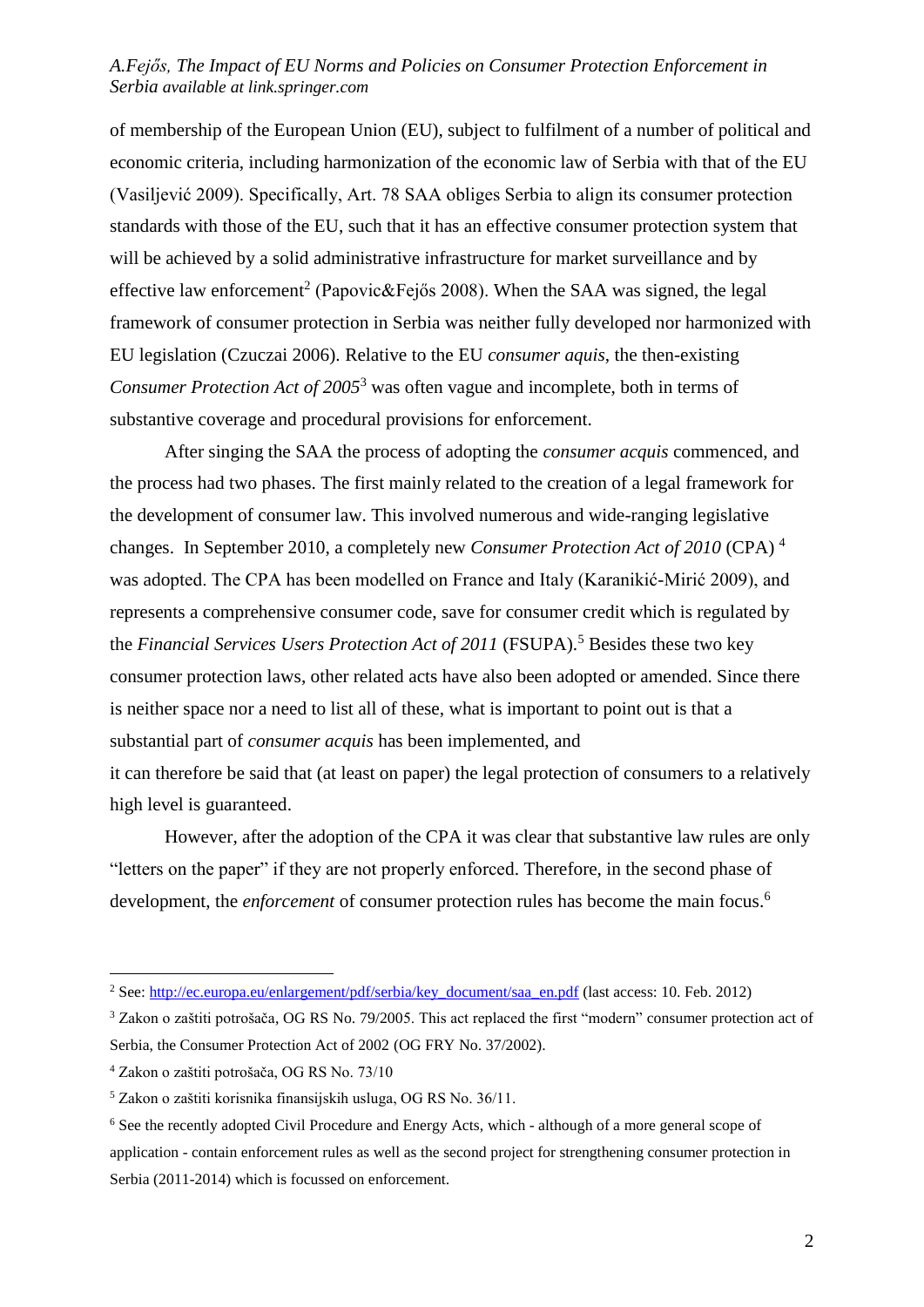of membership of the European Union (EU), subject to fulfilment of a number of political and economic criteria, including harmonization of the economic law of Serbia with that of the EU (Vasiljević 2009). Specifically, Art. 78 SAA obliges Serbia to align its consumer protection standards with those of the EU, such that it has an effective consumer protection system that will be achieved by a solid administrative infrastructure for market surveillance and by effective law enforcement[2] (Papovic&Fejős 2008). When the SAA was signed, the legal framework of consumer protection in Serbia was neither fully developed nor harmonized with EU legislation (Czuczai 2006). Relative to the EU *consumer aquis*, the then-existing *Consumer Protection Act of 2005*[3] was often vague and incomplete, both in terms of substantive coverage and procedural provisions for enforcement.

After singing the SAA the process of adopting the *consumer acquis* commenced, and the process had two phases. The first mainly related to the creation of a legal framework for the development of consumer law. This involved numerous and wide-ranging legislative changes. In September 2010, a completely new *Consumer Protection Act of 2010* (CPA) [4] was adopted. The CPA has been modelled on France and Italy (Karanikić-Mirić 2009), and represents a comprehensive consumer code, save for consumer credit which is regulated by the *Financial Services Users Protection Act of 2011* (FSUPA).[5] Besides these two key consumer protection laws, other related acts have also been adopted or amended. Since there is neither space nor a need to list all of these, what is important to point out is that a substantial part of *consumer acquis* has been implemented, and it can therefore be said that (at least on paper) the legal protection of consumers to a relatively high level is guaranteed.

However, after the adoption of the CPA it was clear that substantive law rules are only "letters on the paper" if they are not properly enforced. Therefore, in the second phase of development, the *enforcement* of consumer protection rules has become the main focus.[6]

---

[2] See: http://ec.europa.eu/enlargement/pdf/serbia/key_document/saa_en.pdf (last access: 10. Feb. 2012)

[3] Zakon o zaštiti potrošača, OG RS No. 79/2005. This act replaced the first "modern" consumer protection act of Serbia, the Consumer Protection Act of 2002 (OG FRY No. 37/2002).

[4] Zakon o zaštiti potrošača, OG RS No. 73/10

[5] Zakon o zaštiti korisnika finansijskih usluga, OG RS No. 36/11.

[6] See the recently adopted Civil Procedure and Energy Acts, which - although of a more general scope of application - contain enforcement rules as well as the second project for strengthening consumer protection in Serbia (2011-2014) which is focussed on enforcement.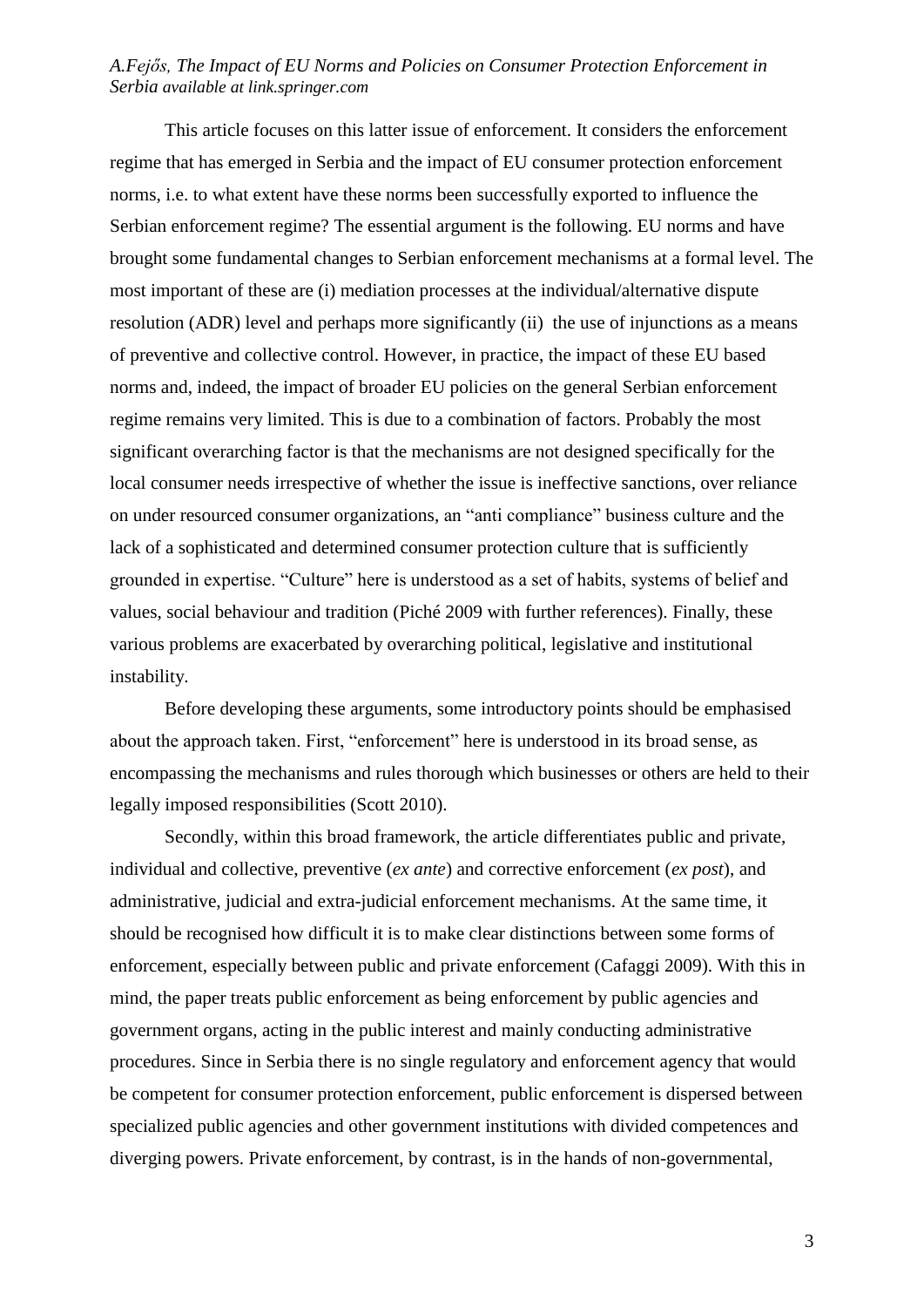This article focuses on this latter issue of enforcement. It considers the enforcement regime that has emerged in Serbia and the impact of EU consumer protection enforcement norms, i.e. to what extent have these norms been successfully exported to influence the Serbian enforcement regime? The essential argument is the following. EU norms and have brought some fundamental changes to Serbian enforcement mechanisms at a formal level. The most important of these are (i) mediation processes at the individual/alternative dispute resolution (ADR) level and perhaps more significantly (ii) the use of injunctions as a means of preventive and collective control. However, in practice, the impact of these EU based norms and, indeed, the impact of broader EU policies on the general Serbian enforcement regime remains very limited. This is due to a combination of factors. Probably the most significant overarching factor is that the mechanisms are not designed specifically for the local consumer needs irrespective of whether the issue is ineffective sanctions, over reliance on under resourced consumer organizations, an "anti compliance" business culture and the lack of a sophisticated and determined consumer protection culture that is sufficiently grounded in expertise. "Culture" here is understood as a set of habits, systems of belief and values, social behaviour and tradition (Piché 2009 with further references). Finally, these various problems are exacerbated by overarching political, legislative and institutional instability.

Before developing these arguments, some introductory points should be emphasised about the approach taken. First, "enforcement" here is understood in its broad sense, as encompassing the mechanisms and rules thorough which businesses or others are held to their legally imposed responsibilities (Scott 2010).

Secondly, within this broad framework, the article differentiates public and private, individual and collective, preventive (*ex ante*) and corrective enforcement (*ex post*), and administrative, judicial and extra-judicial enforcement mechanisms. At the same time, it should be recognised how difficult it is to make clear distinctions between some forms of enforcement, especially between public and private enforcement (Cafaggi 2009). With this in mind, the paper treats public enforcement as being enforcement by public agencies and government organs, acting in the public interest and mainly conducting administrative procedures. Since in Serbia there is no single regulatory and enforcement agency that would be competent for consumer protection enforcement, public enforcement is dispersed between specialized public agencies and other government institutions with divided competences and diverging powers. Private enforcement, by contrast, is in the hands of non-governmental,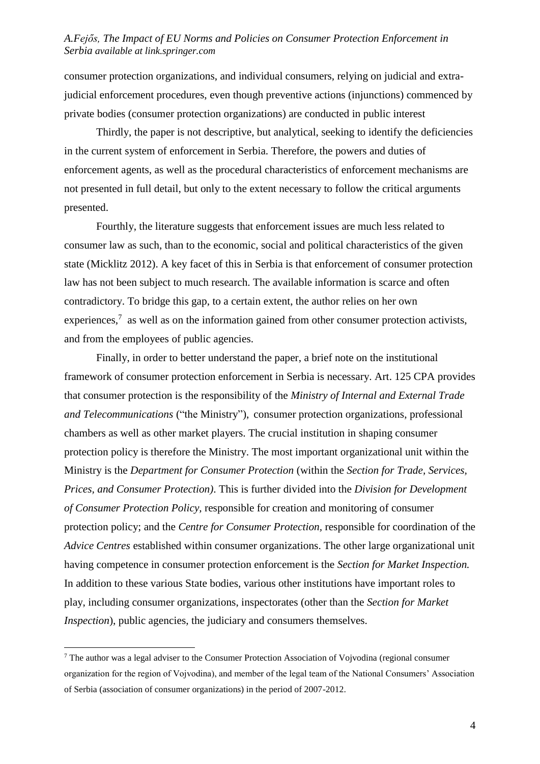consumer protection organizations, and individual consumers, relying on judicial and extra-judicial enforcement procedures, even though preventive actions (injunctions) commenced by private bodies (consumer protection organizations) are conducted in public interest

Thirdly, the paper is not descriptive, but analytical, seeking to identify the deficiencies in the current system of enforcement in Serbia. Therefore, the powers and duties of enforcement agents, as well as the procedural characteristics of enforcement mechanisms are not presented in full detail, but only to the extent necessary to follow the critical arguments presented.

Fourthly, the literature suggests that enforcement issues are much less related to consumer law as such, than to the economic, social and political characteristics of the given state (Micklitz 2012). A key facet of this in Serbia is that enforcement of consumer protection law has not been subject to much research. The available information is scarce and often contradictory. To bridge this gap, to a certain extent, the author relies on her own experiences,[7] as well as on the information gained from other consumer protection activists, and from the employees of public agencies.

Finally, in order to better understand the paper, a brief note on the institutional framework of consumer protection enforcement in Serbia is necessary. Art. 125 CPA provides that consumer protection is the responsibility of the *Ministry of Internal and External Trade and Telecommunications* ("the Ministry"), consumer protection organizations, professional chambers as well as other market players. The crucial institution in shaping consumer protection policy is therefore the Ministry. The most important organizational unit within the Ministry is the *Department for Consumer Protection* (within the *Section for Trade, Services, Prices, and Consumer Protection)*. This is further divided into the *Division for Development of Consumer Protection Policy,* responsible for creation and monitoring of consumer protection policy; and the *Centre for Consumer Protection,* responsible for coordination of the *Advice Centres* established within consumer organizations. The other large organizational unit having competence in consumer protection enforcement is the *Section for Market Inspection.* In addition to these various State bodies, various other institutions have important roles to play, including consumer organizations, inspectorates (other than the *Section for Market Inspection*), public agencies, the judiciary and consumers themselves.

[7] The author was a legal adviser to the Consumer Protection Association of Vojvodina (regional consumer organization for the region of Vojvodina), and member of the legal team of the National Consumers' Association of Serbia (association of consumer organizations) in the period of 2007-2012.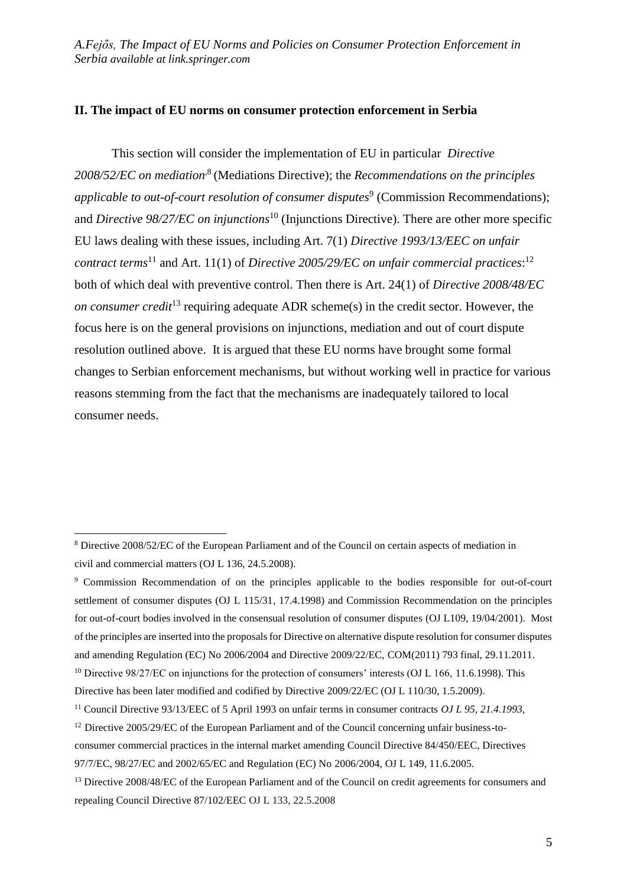## II. The impact of EU norms on consumer protection enforcement in Serbia

This section will consider the implementation of EU in particular *Directive 2008/52/EC on mediation*[8] (Mediations Directive); the *Recommendations on the principles applicable to out-of-court resolution of consumer disputes*[9] (Commission Recommendations); and *Directive 98/27/EC on injunctions*[10] (Injunctions Directive). There are other more specific EU laws dealing with these issues, including Art. 7(1) *Directive 1993/13/EEC on unfair contract terms*[11] and Art. 11(1) of *Directive 2005/29/EC on unfair commercial practices*:[12] both of which deal with preventive control. Then there is Art. 24(1) of *Directive 2008/48/EC on consumer credit*[13] requiring adequate ADR scheme(s) in the credit sector. However, the focus here is on the general provisions on injunctions, mediation and out of court dispute resolution outlined above. It is argued that these EU norms have brought some formal changes to Serbian enforcement mechanisms, but without working well in practice for various reasons stemming from the fact that the mechanisms are inadequately tailored to local consumer needs.

---

[8] Directive 2008/52/EC of the European Parliament and of the Council on certain aspects of mediation in civil and commercial matters (OJ L 136, 24.5.2008).

[9] Commission Recommendation of on the principles applicable to the bodies responsible for out-of-court settlement of consumer disputes (OJ L 115/31, 17.4.1998) and Commission Recommendation on the principles for out-of-court bodies involved in the consensual resolution of consumer disputes (OJ L109, 19/04/2001). Most of the principles are inserted into the proposals for Directive on alternative dispute resolution for consumer disputes and amending Regulation (EC) No 2006/2004 and Directive 2009/22/EC, COM(2011) 793 final, 29.11.2011.

[10] Directive 98/27/EC on injunctions for the protection of consumers' interests (OJ L 166, 11.6.1998). This Directive has been later modified and codified by Directive 2009/22/EC (OJ L 110/30, 1.5.2009).

[11] Council Directive 93/13/EEC of 5 April 1993 on unfair terms in consumer contracts *OJ L 95, 21.4.1993,*

[12] Directive 2005/29/EC of the European Parliament and of the Council concerning unfair business-to-consumer commercial practices in the internal market amending Council Directive 84/450/EEC, Directives 97/7/EC, 98/27/EC and 2002/65/EC and Regulation (EC) No 2006/2004, OJ L 149, 11.6.2005.

[13] Directive 2008/48/EC of the European Parliament and of the Council on credit agreements for consumers and repealing Council Directive 87/102/EEC OJ L 133, 22.5.2008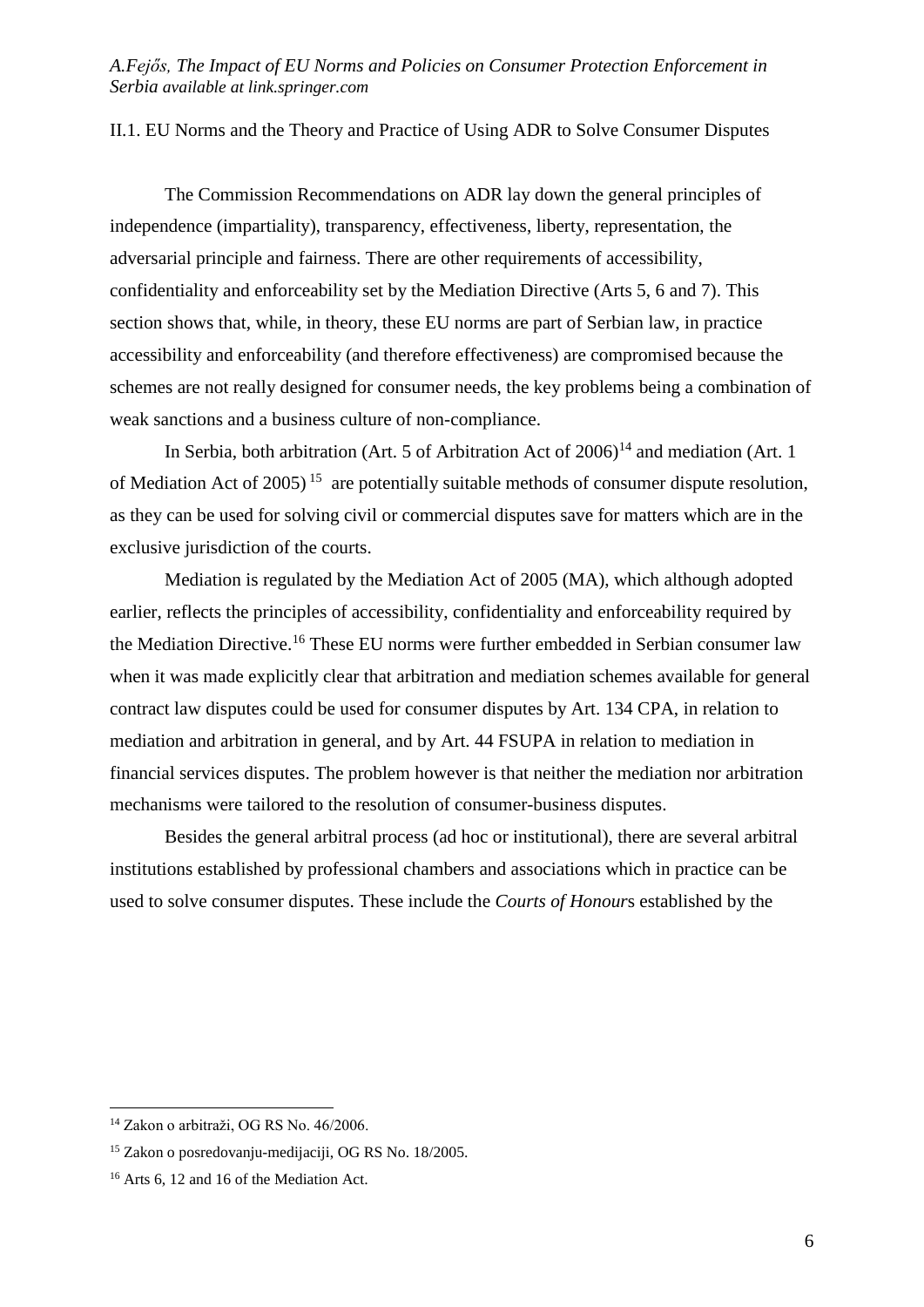### II.1. EU Norms and the Theory and Practice of Using ADR to Solve Consumer Disputes

The Commission Recommendations on ADR lay down the general principles of independence (impartiality), transparency, effectiveness, liberty, representation, the adversarial principle and fairness. There are other requirements of accessibility, confidentiality and enforceability set by the Mediation Directive (Arts 5, 6 and 7). This section shows that, while, in theory, these EU norms are part of Serbian law, in practice accessibility and enforceability (and therefore effectiveness) are compromised because the schemes are not really designed for consumer needs, the key problems being a combination of weak sanctions and a business culture of non-compliance.

In Serbia, both arbitration (Art. 5 of Arbitration Act of 2006)[14] and mediation (Art. 1 of Mediation Act of 2005)[15] are potentially suitable methods of consumer dispute resolution, as they can be used for solving civil or commercial disputes save for matters which are in the exclusive jurisdiction of the courts.

Mediation is regulated by the Mediation Act of 2005 (MA), which although adopted earlier, reflects the principles of accessibility, confidentiality and enforceability required by the Mediation Directive.[16] These EU norms were further embedded in Serbian consumer law when it was made explicitly clear that arbitration and mediation schemes available for general contract law disputes could be used for consumer disputes by Art. 134 CPA, in relation to mediation and arbitration in general, and by Art. 44 FSUPA in relation to mediation in financial services disputes. The problem however is that neither the mediation nor arbitration mechanisms were tailored to the resolution of consumer-business disputes.

Besides the general arbitral process (ad hoc or institutional), there are several arbitral institutions established by professional chambers and associations which in practice can be used to solve consumer disputes. These include the *Courts of Honour*s established by the

---

[14] Zakon o arbitraži, OG RS No. 46/2006.

[15] Zakon o posredovanju-medijaciji, OG RS No. 18/2005.

[16] Arts 6, 12 and 16 of the Mediation Act.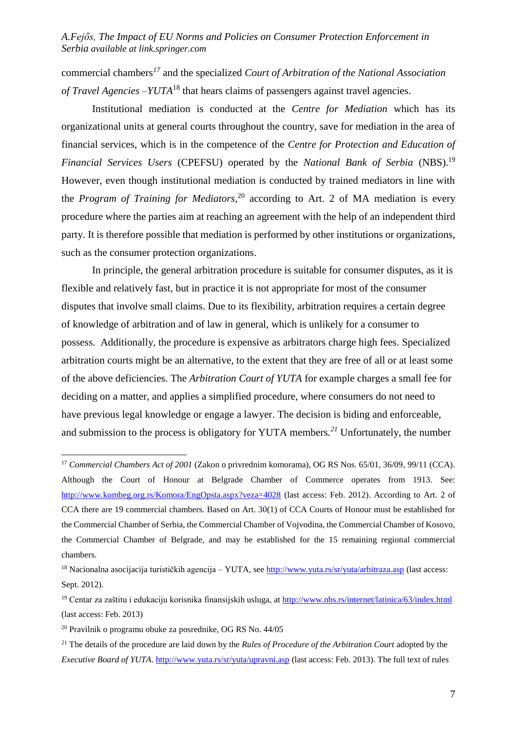commercial chambers[17] and the specialized *Court of Arbitration of the National Association of Travel Agencies –YUTA*[18] that hears claims of passengers against travel agencies.

Institutional mediation is conducted at the *Centre for Mediation* which has its organizational units at general courts throughout the country, save for mediation in the area of financial services, which is in the competence of the *Centre for Protection and Education of Financial Services Users* (CPEFSU) operated by the *National Bank of Serbia* (NBS).[19] However, even though institutional mediation is conducted by trained mediators in line with the *Program of Training for Mediators*,[20] according to Art. 2 of MA mediation is every procedure where the parties aim at reaching an agreement with the help of an independent third party. It is therefore possible that mediation is performed by other institutions or organizations, such as the consumer protection organizations.

In principle, the general arbitration procedure is suitable for consumer disputes, as it is flexible and relatively fast, but in practice it is not appropriate for most of the consumer disputes that involve small claims. Due to its flexibility, arbitration requires a certain degree of knowledge of arbitration and of law in general, which is unlikely for a consumer to possess. Additionally, the procedure is expensive as arbitrators charge high fees. Specialized arbitration courts might be an alternative, to the extent that they are free of all or at least some of the above deficiencies. The *Arbitration Court of YUTA* for example charges a small fee for deciding on a matter, and applies a simplified procedure, where consumers do not need to have previous legal knowledge or engage a lawyer. The decision is biding and enforceable, and submission to the process is obligatory for YUTA members.[21] Unfortunately, the number

---

[17] *Commercial Chambers Act of 2001* (Zakon o privrednim komorama), OG RS Nos. 65/01, 36/09, 99/11 (CCA). Although the Court of Honour at Belgrade Chamber of Commerce operates from 1913. See: http://www.kombeg.org.rs/Komora/EngOpsta.aspx?veza=4028 (last access: Feb. 2012). According to Art. 2 of CCA there are 19 commercial chambers. Based on Art. 30(1) of CCA Courts of Honour must be established for the Commercial Chamber of Serbia, the Commercial Chamber of Vojvodina, the Commercial Chamber of Kosovo, the Commercial Chamber of Belgrade, and may be established for the 15 remaining regional commercial chambers.

[18] Nacionalna asocijacija turističkih agencija – YUTA, see http://www.yuta.rs/sr/yuta/arbitraza.asp (last access: Sept. 2012).

[19] Centar za zaštitu i edukaciju korisnika finansijskih usluga, at http://www.nbs.rs/internet/latinica/63/index.html (last access: Feb. 2013)

[20] Pravilnik o programu obuke za posrednike, OG RS No. 44/05

[21] The details of the procedure are laid down by the *Rules of Procedure of the Arbitration Court* adopted by the *Executive Board of YUTA*. http://www.yuta.rs/sr/yuta/upravni.asp (last access: Feb. 2013). The full text of rules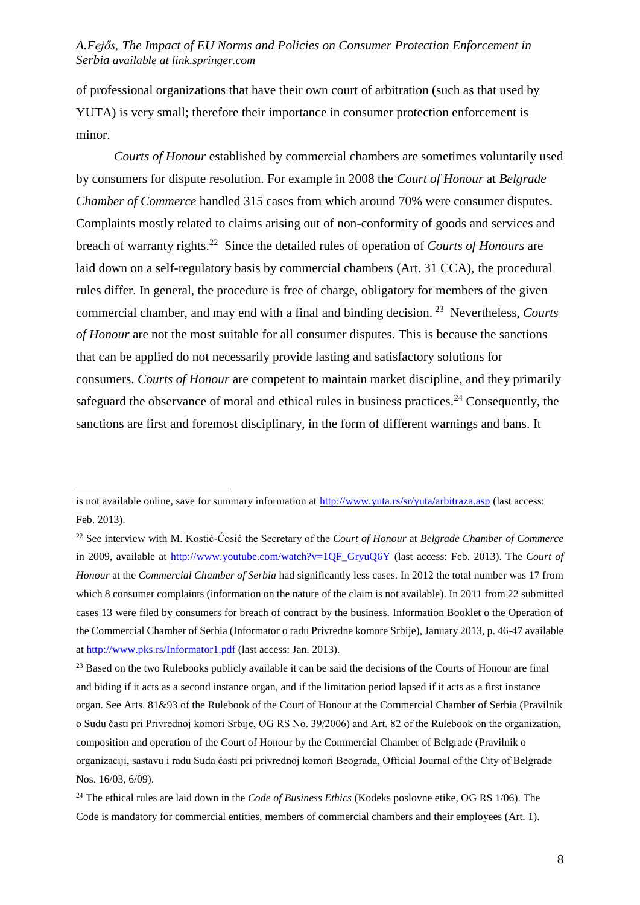of professional organizations that have their own court of arbitration (such as that used by YUTA) is very small; therefore their importance in consumer protection enforcement is minor.

*Courts of Honour* established by commercial chambers are sometimes voluntarily used by consumers for dispute resolution. For example in 2008 the *Court of Honour* at *Belgrade Chamber of Commerce* handled 315 cases from which around 70% were consumer disputes. Complaints mostly related to claims arising out of non-conformity of goods and services and breach of warranty rights.[22] Since the detailed rules of operation of *Courts of Honours* are laid down on a self-regulatory basis by commercial chambers (Art. 31 CCA), the procedural rules differ. In general, the procedure is free of charge, obligatory for members of the given commercial chamber, and may end with a final and binding decision.[23] Nevertheless, *Courts of Honour* are not the most suitable for all consumer disputes. This is because the sanctions that can be applied do not necessarily provide lasting and satisfactory solutions for consumers. *Courts of Honour* are competent to maintain market discipline, and they primarily safeguard the observance of moral and ethical rules in business practices.[24] Consequently, the sanctions are first and foremost disciplinary, in the form of different warnings and bans. It

---

is not available online, save for summary information at http://www.yuta.rs/sr/yuta/arbitraza.asp (last access: Feb. 2013).

[22] See interview with M. Kostić-Ćosić the Secretary of the *Court of Honour* at *Belgrade Chamber of Commerce* in 2009, available at http://www.youtube.com/watch?v=1QF_GryuQ6Y (last access: Feb. 2013). The *Court of Honour* at the *Commercial Chamber of Serbia* had significantly less cases. In 2012 the total number was 17 from which 8 consumer complaints (information on the nature of the claim is not available). In 2011 from 22 submitted cases 13 were filed by consumers for breach of contract by the business. Information Booklet o the Operation of the Commercial Chamber of Serbia (Informator o radu Privredne komore Srbije), January 2013, p. 46-47 available at http://www.pks.rs/Informator1.pdf (last access: Jan. 2013).

[23] Based on the two Rulebooks publicly available it can be said the decisions of the Courts of Honour are final and biding if it acts as a second instance organ, and if the limitation period lapsed if it acts as a first instance organ. See Arts. 81&93 of the Rulebook of the Court of Honour at the Commercial Chamber of Serbia (Pravilnik o Sudu časti pri Privrednoj komori Srbije, OG RS No. 39/2006) and Art. 82 of the Rulebook on the organization, composition and operation of the Court of Honour by the Commercial Chamber of Belgrade (Pravilnik o organizaciji, sastavu i radu Suda časti pri privrednoj komori Beograda, Official Journal of the City of Belgrade Nos. 16/03, 6/09).

[24] The ethical rules are laid down in the *Code of Business Ethics* (Kodeks poslovne etike, OG RS 1/06). The Code is mandatory for commercial entities, members of commercial chambers and their employees (Art. 1).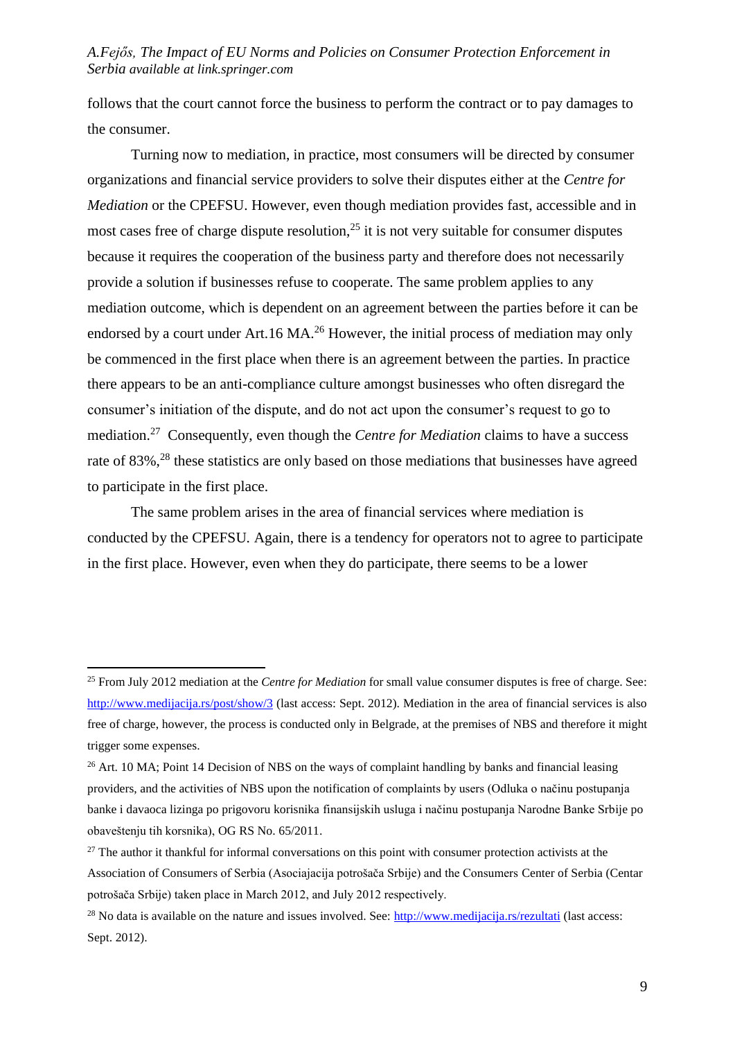follows that the court cannot force the business to perform the contract or to pay damages to the consumer.

Turning now to mediation, in practice, most consumers will be directed by consumer organizations and financial service providers to solve their disputes either at the *Centre for Mediation* or the CPEFSU. However, even though mediation provides fast, accessible and in most cases free of charge dispute resolution,[25] it is not very suitable for consumer disputes because it requires the cooperation of the business party and therefore does not necessarily provide a solution if businesses refuse to cooperate. The same problem applies to any mediation outcome, which is dependent on an agreement between the parties before it can be endorsed by a court under Art.16 MA.[26] However, the initial process of mediation may only be commenced in the first place when there is an agreement between the parties. In practice there appears to be an anti-compliance culture amongst businesses who often disregard the consumer's initiation of the dispute, and do not act upon the consumer's request to go to mediation.[27] Consequently, even though the *Centre for Mediation* claims to have a success rate of 83%,[28] these statistics are only based on those mediations that businesses have agreed to participate in the first place.

The same problem arises in the area of financial services where mediation is conducted by the CPEFSU. Again, there is a tendency for operators not to agree to participate in the first place. However, even when they do participate, there seems to be a lower

---

[25] From July 2012 mediation at the *Centre for Mediation* for small value consumer disputes is free of charge. See: http://www.medijacija.rs/post/show/3 (last access: Sept. 2012). Mediation in the area of financial services is also free of charge, however, the process is conducted only in Belgrade, at the premises of NBS and therefore it might trigger some expenses.

[26] Art. 10 MA; Point 14 Decision of NBS on the ways of complaint handling by banks and financial leasing providers, and the activities of NBS upon the notification of complaints by users (Odluka o načinu postupanja banke i davaoca lizinga po prigovoru korisnika finansijskih usluga i načinu postupanja Narodne Banke Srbije po obaveštenju tih korsnika), OG RS No. 65/2011.

[27] The author it thankful for informal conversations on this point with consumer protection activists at the Association of Consumers of Serbia (Asociajacija potrošača Srbije) and the Consumers Center of Serbia (Centar potrošača Srbije) taken place in March 2012, and July 2012 respectively.

[28] No data is available on the nature and issues involved. See: http://www.medijacija.rs/rezultati (last access: Sept. 2012).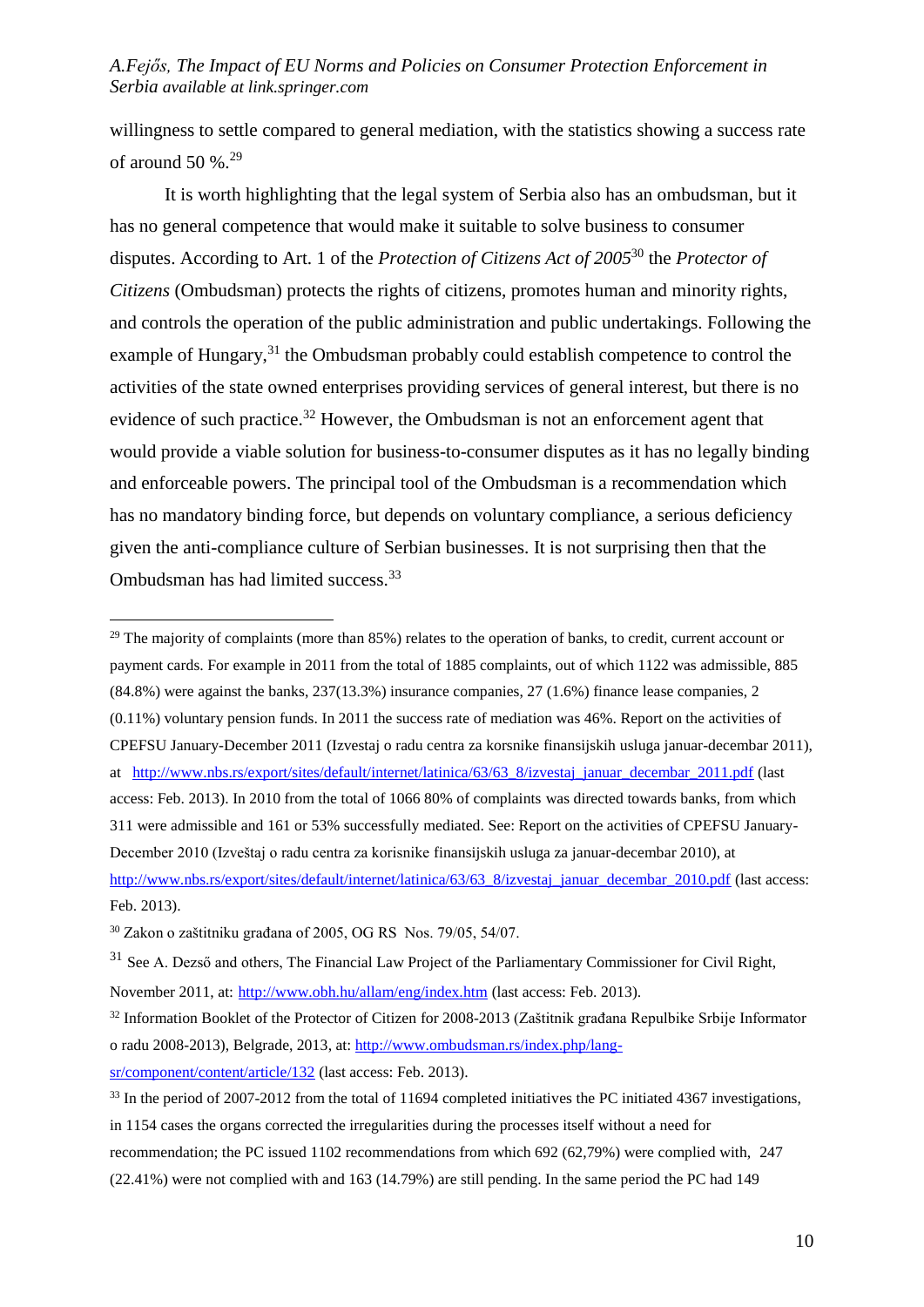willingness to settle compared to general mediation, with the statistics showing a success rate of around 50 %.[29]

It is worth highlighting that the legal system of Serbia also has an ombudsman, but it has no general competence that would make it suitable to solve business to consumer disputes. According to Art. 1 of the *Protection of Citizens Act of 2005*[30] the *Protector of Citizens* (Ombudsman) protects the rights of citizens, promotes human and minority rights, and controls the operation of the public administration and public undertakings. Following the example of Hungary,[31] the Ombudsman probably could establish competence to control the activities of the state owned enterprises providing services of general interest, but there is no evidence of such practice.[32] However, the Ombudsman is not an enforcement agent that would provide a viable solution for business-to-consumer disputes as it has no legally binding and enforceable powers. The principal tool of the Ombudsman is a recommendation which has no mandatory binding force, but depends on voluntary compliance, a serious deficiency given the anti-compliance culture of Serbian businesses. It is not surprising then that the Ombudsman has had limited success.[33]

---

[29] The majority of complaints (more than 85%) relates to the operation of banks, to credit, current account or payment cards. For example in 2011 from the total of 1885 complaints, out of which 1122 was admissible, 885 (84.8%) were against the banks, 237(13.3%) insurance companies, 27 (1.6%) finance lease companies, 2 (0.11%) voluntary pension funds. In 2011 the success rate of mediation was 46%. Report on the activities of CPEFSU January-December 2011 (Izvestaj o radu centra za korsnike finansijskih usluga januar-decembar 2011), at http://www.nbs.rs/export/sites/default/internet/latinica/63/63_8/izvestaj_januar_decembar_2011.pdf (last access: Feb. 2013). In 2010 from the total of 1066 80% of complaints was directed towards banks, from which 311 were admissible and 161 or 53% successfully mediated. See: Report on the activities of CPEFSU January-December 2010 (Izveštaj o radu centra za korisnike finansijskih usluga za januar-decembar 2010), at http://www.nbs.rs/export/sites/default/internet/latinica/63/63_8/izvestaj_januar_decembar_2010.pdf (last access: Feb. 2013).

[30] Zakon o zaštitniku građana of 2005, OG RS Nos. 79/05, 54/07.

[31] See A. Dezső and others, The Financial Law Project of the Parliamentary Commissioner for Civil Right, November 2011, at: http://www.obh.hu/allam/eng/index.htm (last access: Feb. 2013).

[32] Information Booklet of the Protector of Citizen for 2008-2013 (Zaštitnik građana Repulbike Srbije Informator o radu 2008-2013), Belgrade, 2013, at: http://www.ombudsman.rs/index.php/lang-sr/component/content/article/132 (last access: Feb. 2013).

[33] In the period of 2007-2012 from the total of 11694 completed initiatives the PC initiated 4367 investigations, in 1154 cases the organs corrected the irregularities during the processes itself without a need for recommendation; the PC issued 1102 recommendations from which 692 (62,79%) were complied with, 247 (22.41%) were not complied with and 163 (14.79%) are still pending. In the same period the PC had 149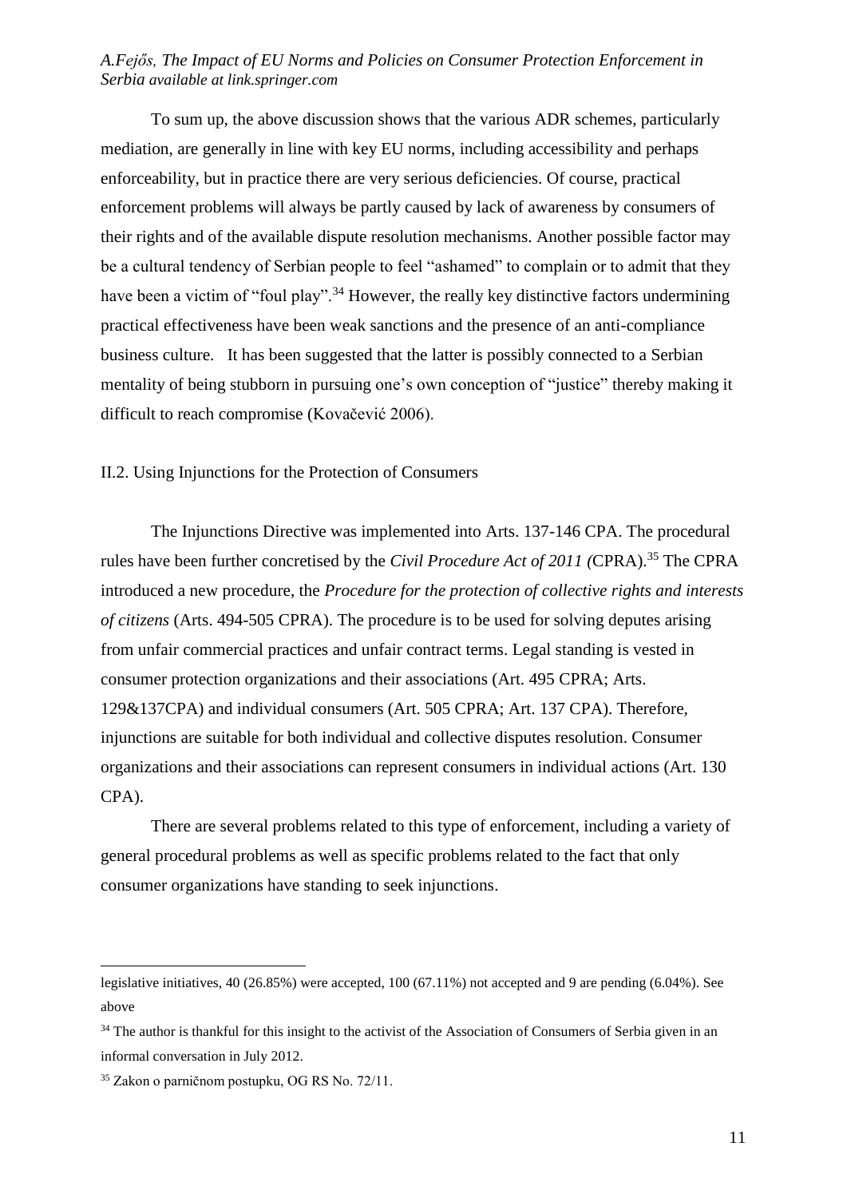To sum up, the above discussion shows that the various ADR schemes, particularly mediation, are generally in line with key EU norms, including accessibility and perhaps enforceability, but in practice there are very serious deficiencies. Of course, practical enforcement problems will always be partly caused by lack of awareness by consumers of their rights and of the available dispute resolution mechanisms. Another possible factor may be a cultural tendency of Serbian people to feel "ashamed" to complain or to admit that they have been a victim of "foul play".[34] However, the really key distinctive factors undermining practical effectiveness have been weak sanctions and the presence of an anti-compliance business culture. It has been suggested that the latter is possibly connected to a Serbian mentality of being stubborn in pursuing one's own conception of "justice" thereby making it difficult to reach compromise (Kovačević 2006).

## II.2. Using Injunctions for the Protection of Consumers

The Injunctions Directive was implemented into Arts. 137-146 CPA. The procedural rules have been further concretised by the *Civil Procedure Act of 2011 (*CPRA).[35] The CPRA introduced a new procedure, the *Procedure for the protection of collective rights and interests of citizens* (Arts. 494-505 CPRA). The procedure is to be used for solving deputes arising from unfair commercial practices and unfair contract terms. Legal standing is vested in consumer protection organizations and their associations (Art. 495 CPRA; Arts. 129&137CPA) and individual consumers (Art. 505 CPRA; Art. 137 CPA). Therefore, injunctions are suitable for both individual and collective disputes resolution. Consumer organizations and their associations can represent consumers in individual actions (Art. 130 CPA).

There are several problems related to this type of enforcement, including a variety of general procedural problems as well as specific problems related to the fact that only consumer organizations have standing to seek injunctions.

---

legislative initiatives, 40 (26.85%) were accepted, 100 (67.11%) not accepted and 9 are pending (6.04%). See above

[34] The author is thankful for this insight to the activist of the Association of Consumers of Serbia given in an informal conversation in July 2012.

[35] Zakon o parničnom postupku, OG RS No. 72/11.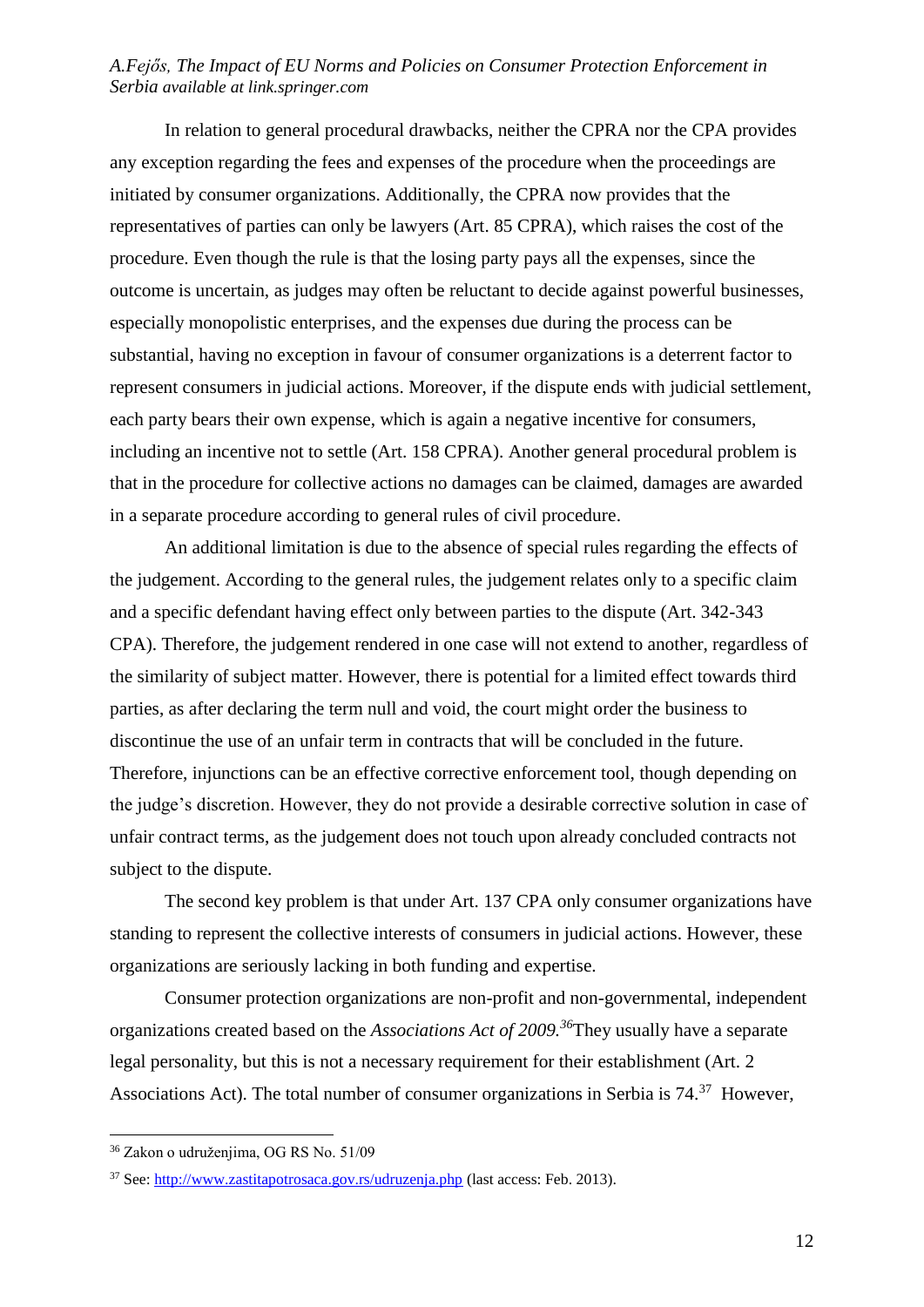In relation to general procedural drawbacks, neither the CPRA nor the CPA provides any exception regarding the fees and expenses of the procedure when the proceedings are initiated by consumer organizations. Additionally, the CPRA now provides that the representatives of parties can only be lawyers (Art. 85 CPRA), which raises the cost of the procedure. Even though the rule is that the losing party pays all the expenses, since the outcome is uncertain, as judges may often be reluctant to decide against powerful businesses, especially monopolistic enterprises, and the expenses due during the process can be substantial, having no exception in favour of consumer organizations is a deterrent factor to represent consumers in judicial actions. Moreover, if the dispute ends with judicial settlement, each party bears their own expense, which is again a negative incentive for consumers, including an incentive not to settle (Art. 158 CPRA). Another general procedural problem is that in the procedure for collective actions no damages can be claimed, damages are awarded in a separate procedure according to general rules of civil procedure.

An additional limitation is due to the absence of special rules regarding the effects of the judgement. According to the general rules, the judgement relates only to a specific claim and a specific defendant having effect only between parties to the dispute (Art. 342-343 CPA). Therefore, the judgement rendered in one case will not extend to another, regardless of the similarity of subject matter. However, there is potential for a limited effect towards third parties, as after declaring the term null and void, the court might order the business to discontinue the use of an unfair term in contracts that will be concluded in the future. Therefore, injunctions can be an effective corrective enforcement tool, though depending on the judge's discretion. However, they do not provide a desirable corrective solution in case of unfair contract terms, as the judgement does not touch upon already concluded contracts not subject to the dispute.

The second key problem is that under Art. 137 CPA only consumer organizations have standing to represent the collective interests of consumers in judicial actions. However, these organizations are seriously lacking in both funding and expertise.

Consumer protection organizations are non-profit and non-governmental, independent organizations created based on the *Associations Act of 2009.*[36] They usually have a separate legal personality, but this is not a necessary requirement for their establishment (Art. 2 Associations Act). The total number of consumer organizations in Serbia is 74.[37] However,

---

[36] Zakon o udruženjima, OG RS No. 51/09

[37] See: http://www.zastitapotrosaca.gov.rs/udruzenja.php (last access: Feb. 2013).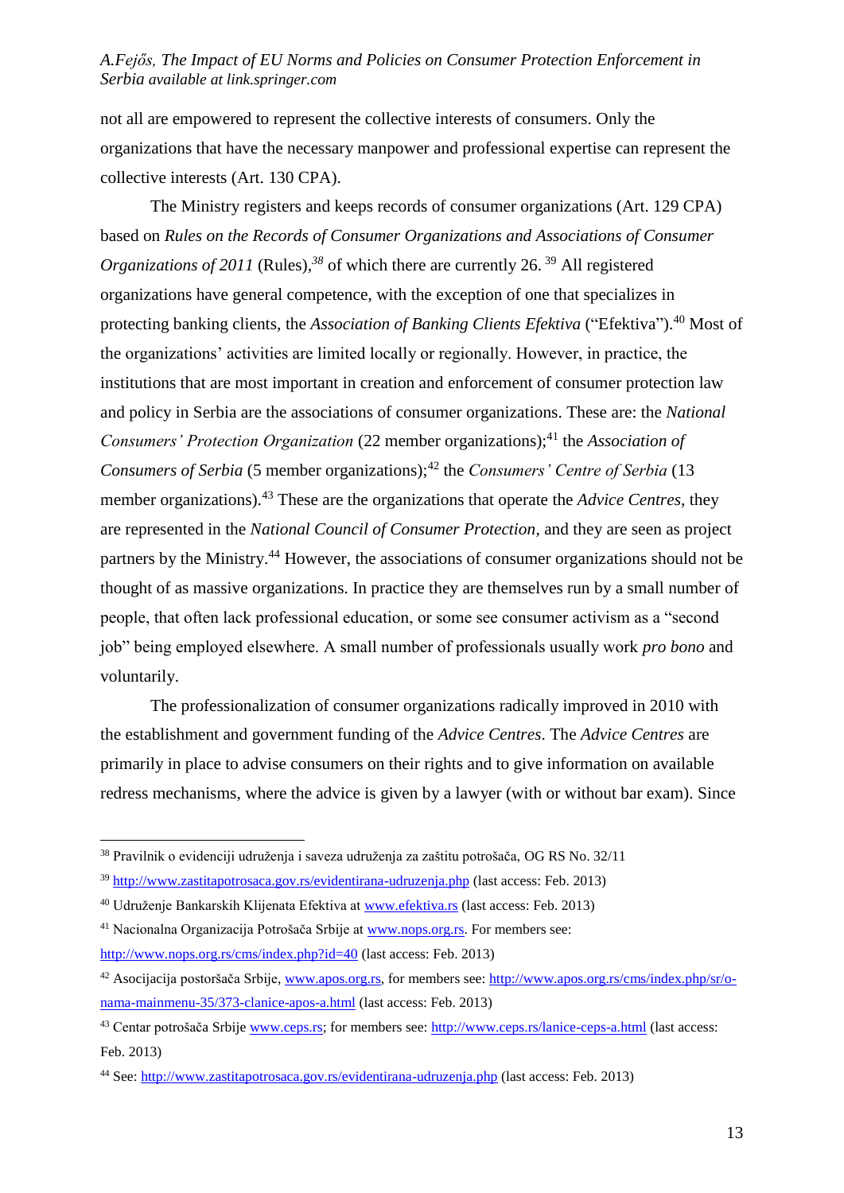not all are empowered to represent the collective interests of consumers. Only the organizations that have the necessary manpower and professional expertise can represent the collective interests (Art. 130 CPA).

The Ministry registers and keeps records of consumer organizations (Art. 129 CPA) based on *Rules on the Records of Consumer Organizations and Associations of Consumer Organizations of 2011* (Rules),[38] of which there are currently 26. [39] All registered organizations have general competence, with the exception of one that specializes in protecting banking clients, the *Association of Banking Clients Efektiva* ("Efektiva").[40] Most of the organizations' activities are limited locally or regionally. However, in practice, the institutions that are most important in creation and enforcement of consumer protection law and policy in Serbia are the associations of consumer organizations. These are: the *National Consumers' Protection Organization* (22 member organizations);[41] the *Association of Consumers of Serbia* (5 member organizations);[42] the *Consumers' Centre of Serbia* (13 member organizations).[43] These are the organizations that operate the *Advice Centres*, they are represented in the *National Council of Consumer Protection*, and they are seen as project partners by the Ministry.[44] However, the associations of consumer organizations should not be thought of as massive organizations. In practice they are themselves run by a small number of people, that often lack professional education, or some see consumer activism as a "second job" being employed elsewhere. A small number of professionals usually work *pro bono* and voluntarily.

The professionalization of consumer organizations radically improved in 2010 with the establishment and government funding of the *Advice Centres*. The *Advice Centres* are primarily in place to advise consumers on their rights and to give information on available redress mechanisms, where the advice is given by a lawyer (with or without bar exam). Since

---

[38] Pravilnik o evidenciji udruženja i saveza udruženja za zaštitu potrošača, OG RS No. 32/11

[39] http://www.zastitapotrosaca.gov.rs/evidentirana-udruzenja.php (last access: Feb. 2013)

[40] Udruženje Bankarskih Klijenata Efektiva at www.efektiva.rs (last access: Feb. 2013)

[41] Nacionalna Organizacija Potrošača Srbije at www.nops.org.rs. For members see: http://www.nops.org.rs/cms/index.php?id=40 (last access: Feb. 2013)

[42] Asocijacija postoršača Srbije, www.apos.org.rs, for members see: http://www.apos.org.rs/cms/index.php/sr/o-nama-mainmenu-35/373-clanice-apos-a.html (last access: Feb. 2013)

[43] Centar potrošača Srbije www.ceps.rs; for members see: http://www.ceps.rs/lanice-ceps-a.html (last access: Feb. 2013)

[44] See: http://www.zastitapotrosaca.gov.rs/evidentirana-udruzenja.php (last access: Feb. 2013)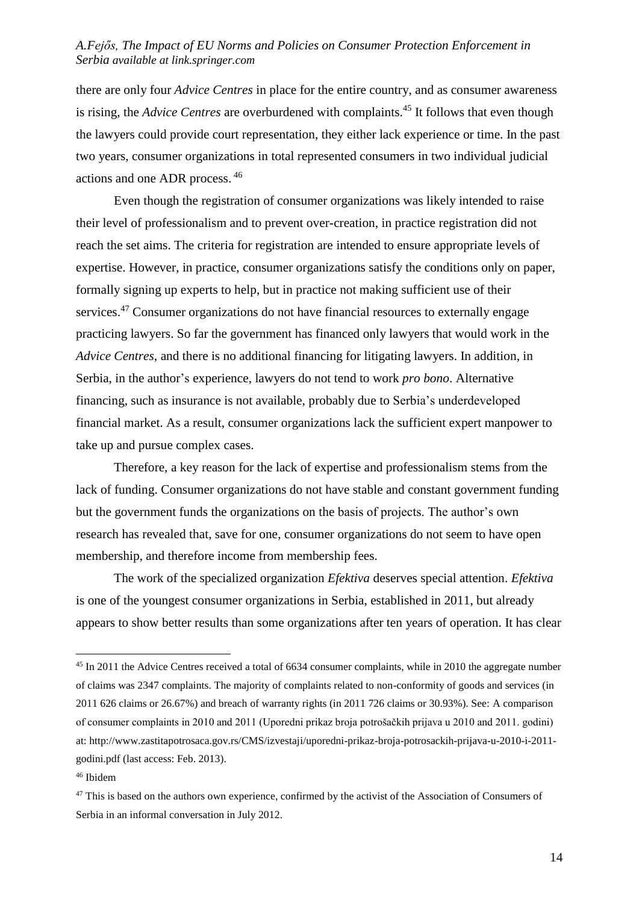there are only four *Advice Centres* in place for the entire country, and as consumer awareness is rising, the *Advice Centres* are overburdened with complaints.[45] It follows that even though the lawyers could provide court representation, they either lack experience or time. In the past two years, consumer organizations in total represented consumers in two individual judicial actions and one ADR process.[46]

Even though the registration of consumer organizations was likely intended to raise their level of professionalism and to prevent over-creation, in practice registration did not reach the set aims. The criteria for registration are intended to ensure appropriate levels of expertise. However, in practice, consumer organizations satisfy the conditions only on paper, formally signing up experts to help, but in practice not making sufficient use of their services.[47] Consumer organizations do not have financial resources to externally engage practicing lawyers. So far the government has financed only lawyers that would work in the *Advice Centres*, and there is no additional financing for litigating lawyers. In addition, in Serbia, in the author's experience, lawyers do not tend to work *pro bono*. Alternative financing, such as insurance is not available, probably due to Serbia's underdeveloped financial market. As a result, consumer organizations lack the sufficient expert manpower to take up and pursue complex cases.

Therefore, a key reason for the lack of expertise and professionalism stems from the lack of funding. Consumer organizations do not have stable and constant government funding but the government funds the organizations on the basis of projects. The author's own research has revealed that, save for one, consumer organizations do not seem to have open membership, and therefore income from membership fees.

The work of the specialized organization *Efektiva* deserves special attention. *Efektiva* is one of the youngest consumer organizations in Serbia, established in 2011, but already appears to show better results than some organizations after ten years of operation. It has clear

---

[45] In 2011 the Advice Centres received a total of 6634 consumer complaints, while in 2010 the aggregate number of claims was 2347 complaints. The majority of complaints related to non-conformity of goods and services (in 2011 626 claims or 26.67%) and breach of warranty rights (in 2011 726 claims or 30.93%). See: A comparison of consumer complaints in 2010 and 2011 (Uporedni prikaz broja potrošačkih prijava u 2010 and 2011. godini) at: http://www.zastitapotrosaca.gov.rs/CMS/izvestaji/uporedni-prikaz-broja-potrosackih-prijava-u-2010-i-2011-godini.pdf (last access: Feb. 2013).

[46] Ibidem

[47] This is based on the authors own experience, confirmed by the activist of the Association of Consumers of Serbia in an informal conversation in July 2012.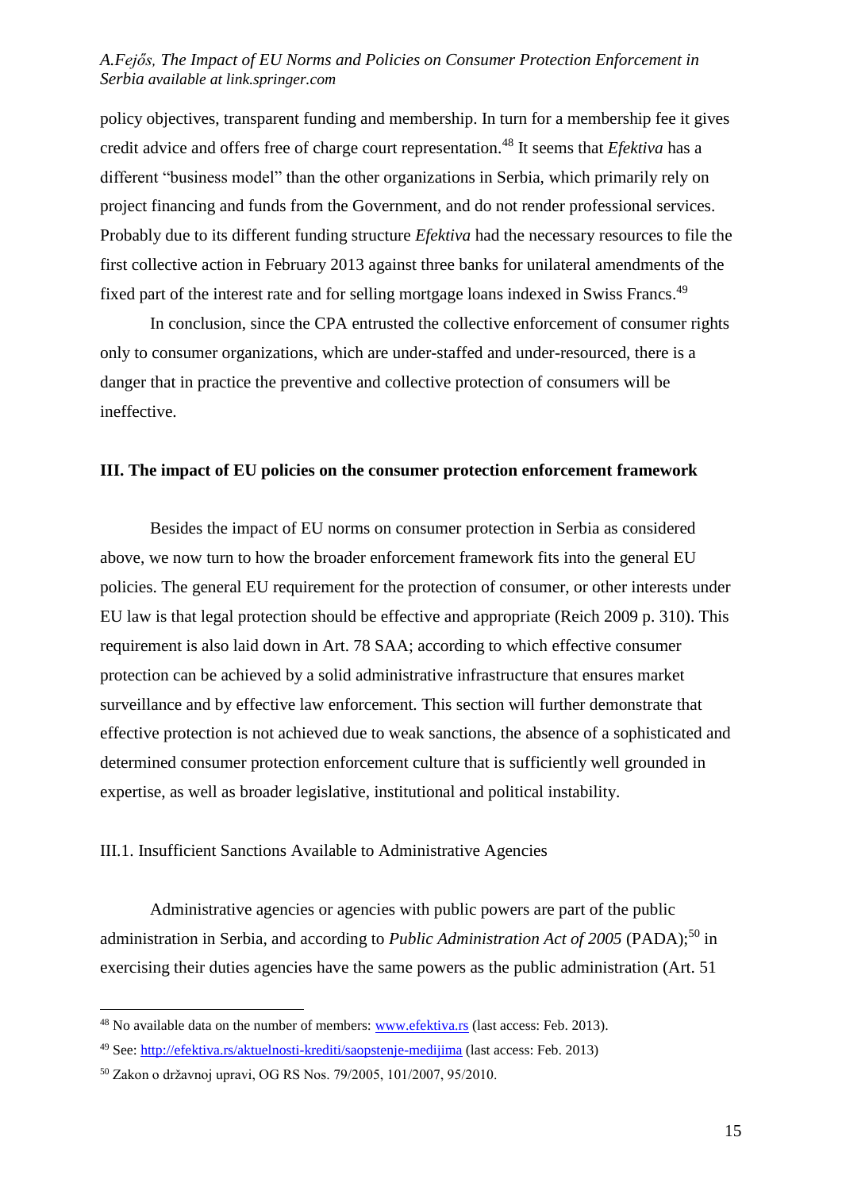policy objectives, transparent funding and membership. In turn for a membership fee it gives credit advice and offers free of charge court representation.[48] It seems that *Efektiva* has a different "business model" than the other organizations in Serbia, which primarily rely on project financing and funds from the Government, and do not render professional services. Probably due to its different funding structure *Efektiva* had the necessary resources to file the first collective action in February 2013 against three banks for unilateral amendments of the fixed part of the interest rate and for selling mortgage loans indexed in Swiss Francs.[49]

In conclusion, since the CPA entrusted the collective enforcement of consumer rights only to consumer organizations, which are under-staffed and under-resourced, there is a danger that in practice the preventive and collective protection of consumers will be ineffective.

## III. The impact of EU policies on the consumer protection enforcement framework

Besides the impact of EU norms on consumer protection in Serbia as considered above, we now turn to how the broader enforcement framework fits into the general EU policies. The general EU requirement for the protection of consumer, or other interests under EU law is that legal protection should be effective and appropriate (Reich 2009 p. 310). This requirement is also laid down in Art. 78 SAA; according to which effective consumer protection can be achieved by a solid administrative infrastructure that ensures market surveillance and by effective law enforcement. This section will further demonstrate that effective protection is not achieved due to weak sanctions, the absence of a sophisticated and determined consumer protection enforcement culture that is sufficiently well grounded in expertise, as well as broader legislative, institutional and political instability.

### III.1. Insufficient Sanctions Available to Administrative Agencies

Administrative agencies or agencies with public powers are part of the public administration in Serbia, and according to *Public Administration Act of 2005* (PADA);[50] in exercising their duties agencies have the same powers as the public administration (Art. 51

[48] No available data on the number of members: www.efektiva.rs (last access: Feb. 2013).

[49] See: http://efektiva.rs/aktuelnosti-krediti/saopstenje-medijima (last access: Feb. 2013)

[50] Zakon o državnoj upravi, OG RS Nos. 79/2005, 101/2007, 95/2010.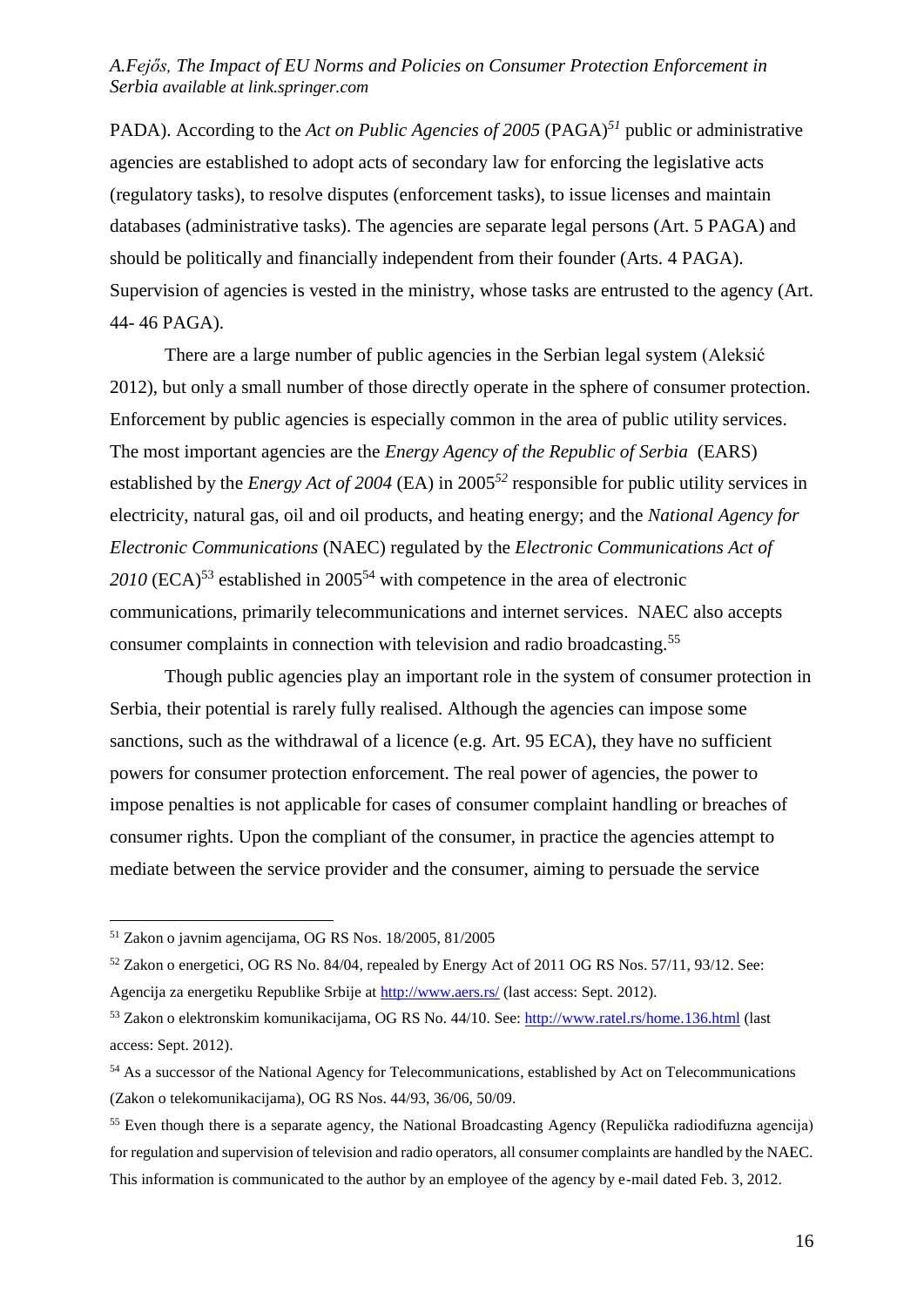PADA). According to the *Act on Public Agencies of 2005* (PAGA)[51] public or administrative agencies are established to adopt acts of secondary law for enforcing the legislative acts (regulatory tasks), to resolve disputes (enforcement tasks), to issue licenses and maintain databases (administrative tasks). The agencies are separate legal persons (Art. 5 PAGA) and should be politically and financially independent from their founder (Arts. 4 PAGA). Supervision of agencies is vested in the ministry, whose tasks are entrusted to the agency (Art. 44- 46 PAGA).

There are a large number of public agencies in the Serbian legal system (Aleksić 2012), but only a small number of those directly operate in the sphere of consumer protection. Enforcement by public agencies is especially common in the area of public utility services. The most important agencies are the *Energy Agency of the Republic of Serbia* (EARS) established by the *Energy Act of 2004* (EA) in 2005[52] responsible for public utility services in electricity, natural gas, oil and oil products, and heating energy; and the *National Agency for Electronic Communications* (NAEC) regulated by the *Electronic Communications Act of 2010* (ECA)[53] established in 2005[54] with competence in the area of electronic communications, primarily telecommunications and internet services. NAEC also accepts consumer complaints in connection with television and radio broadcasting.[55]

Though public agencies play an important role in the system of consumer protection in Serbia, their potential is rarely fully realised. Although the agencies can impose some sanctions, such as the withdrawal of a licence (e.g. Art. 95 ECA), they have no sufficient powers for consumer protection enforcement. The real power of agencies, the power to impose penalties is not applicable for cases of consumer complaint handling or breaches of consumer rights. Upon the compliant of the consumer, in practice the agencies attempt to mediate between the service provider and the consumer, aiming to persuade the service

---

[51] Zakon o javnim agencijama, OG RS Nos. 18/2005, 81/2005

[52] Zakon o energetici, OG RS No. 84/04, repealed by Energy Act of 2011 OG RS Nos. 57/11, 93/12. See: Agencija za energetiku Republike Srbije at http://www.aers.rs/ (last access: Sept. 2012).

[53] Zakon o elektronskim komunikacijama, OG RS No. 44/10. See: http://www.ratel.rs/home.136.html (last access: Sept. 2012).

[54] As a successor of the National Agency for Telecommunications, established by Act on Telecommunications (Zakon o telekomunikacijama), OG RS Nos. 44/93, 36/06, 50/09.

[55] Even though there is a separate agency, the National Broadcasting Agency (Republička radiodifuzna agencija) for regulation and supervision of television and radio operators, all consumer complaints are handled by the NAEC. This information is communicated to the author by an employee of the agency by e-mail dated Feb. 3, 2012.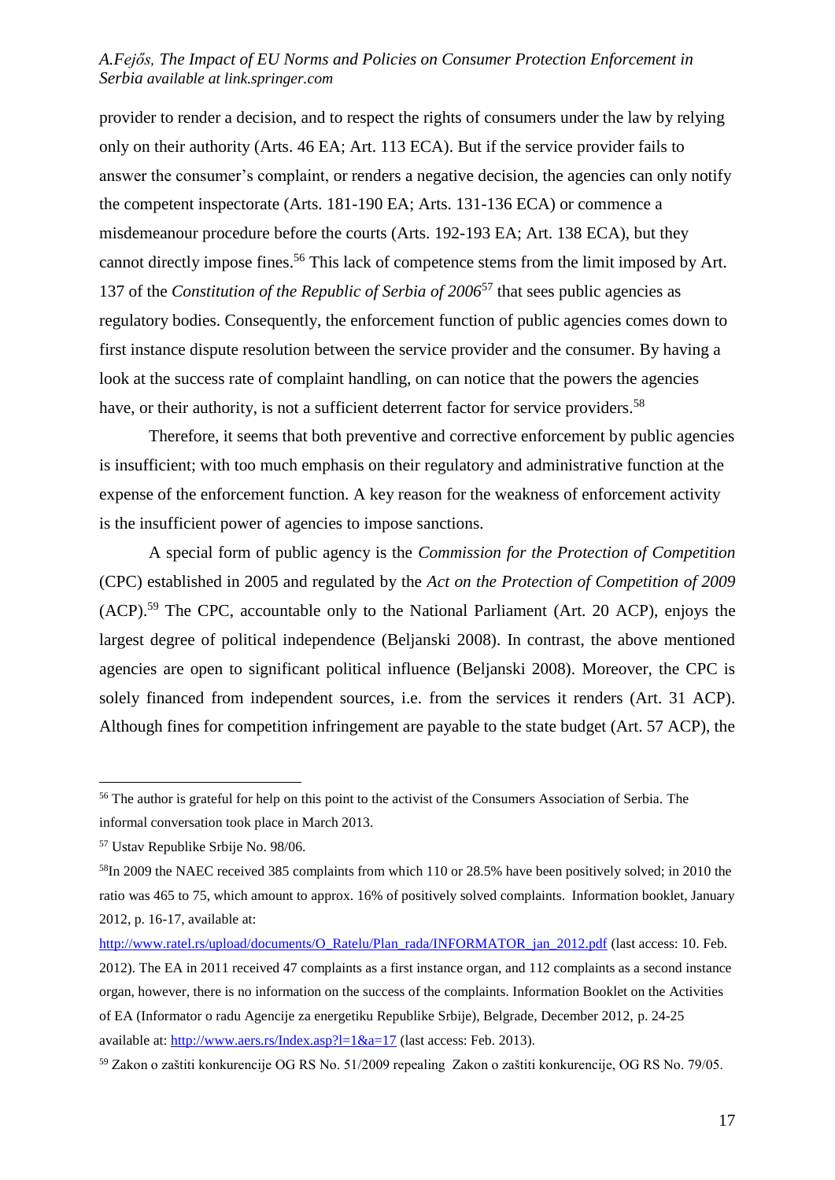provider to render a decision, and to respect the rights of consumers under the law by relying only on their authority (Arts. 46 EA; Art. 113 ECA). But if the service provider fails to answer the consumer's complaint, or renders a negative decision, the agencies can only notify the competent inspectorate (Arts. 181-190 EA; Arts. 131-136 ECA) or commence a misdemeanour procedure before the courts (Arts. 192-193 EA; Art. 138 ECA), but they cannot directly impose fines.[56] This lack of competence stems from the limit imposed by Art. 137 of the *Constitution of the Republic of Serbia of 2006*[57] that sees public agencies as regulatory bodies. Consequently, the enforcement function of public agencies comes down to first instance dispute resolution between the service provider and the consumer. By having a look at the success rate of complaint handling, on can notice that the powers the agencies have, or their authority, is not a sufficient deterrent factor for service providers.[58]

Therefore, it seems that both preventive and corrective enforcement by public agencies is insufficient; with too much emphasis on their regulatory and administrative function at the expense of the enforcement function. A key reason for the weakness of enforcement activity is the insufficient power of agencies to impose sanctions.

A special form of public agency is the *Commission for the Protection of Competition* (CPC) established in 2005 and regulated by the *Act on the Protection of Competition of 2009* (ACP).[59] The CPC, accountable only to the National Parliament (Art. 20 ACP), enjoys the largest degree of political independence (Beljanski 2008). In contrast, the above mentioned agencies are open to significant political influence (Beljanski 2008). Moreover, the CPC is solely financed from independent sources, i.e. from the services it renders (Art. 31 ACP). Although fines for competition infringement are payable to the state budget (Art. 57 ACP), the

---

[56] The author is grateful for help on this point to the activist of the Consumers Association of Serbia. The informal conversation took place in March 2013.

[57] Ustav Republike Srbije No. 98/06.

[58] In 2009 the NAEC received 385 complaints from which 110 or 28.5% have been positively solved; in 2010 the ratio was 465 to 75, which amount to approx. 16% of positively solved complaints. Information booklet, January 2012, p. 16-17, available at: http://www.ratel.rs/upload/documents/O_Ratelu/Plan_rada/INFORMATOR_jan_2012.pdf (last access: 10. Feb. 2012). The EA in 2011 received 47 complaints as a first instance organ, and 112 complaints as a second instance organ, however, there is no information on the success of the complaints. Information Booklet on the Activities of EA (Informator o radu Agencije za energetiku Republike Srbije), Belgrade, December 2012, p. 24-25 available at: http://www.aers.rs/Index.asp?l=1&a=17 (last access: Feb. 2013).

[59] Zakon o zaštiti konkurencije OG RS No. 51/2009 repealing Zakon o zaštiti konkurencije, OG RS No. 79/05.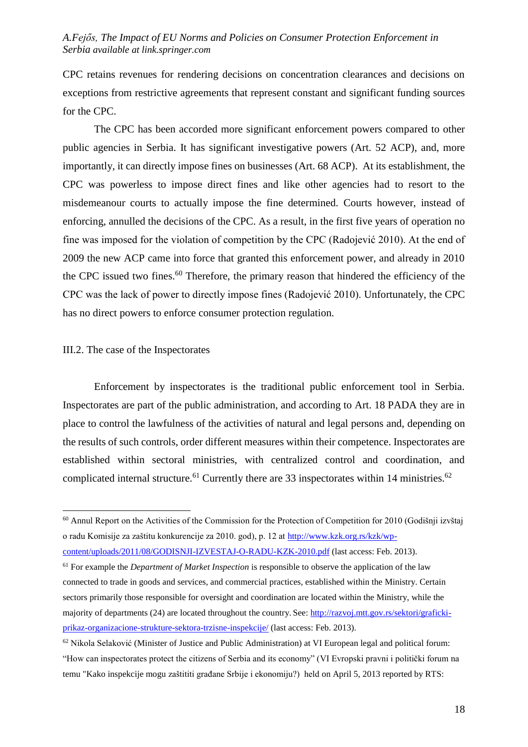CPC retains revenues for rendering decisions on concentration clearances and decisions on exceptions from restrictive agreements that represent constant and significant funding sources for the CPC.

The CPC has been accorded more significant enforcement powers compared to other public agencies in Serbia. It has significant investigative powers (Art. 52 ACP), and, more importantly, it can directly impose fines on businesses (Art. 68 ACP). At its establishment, the CPC was powerless to impose direct fines and like other agencies had to resort to the misdemeanour courts to actually impose the fine determined. Courts however, instead of enforcing, annulled the decisions of the CPC. As a result, in the first five years of operation no fine was imposed for the violation of competition by the CPC (Radojević 2010). At the end of 2009 the new ACP came into force that granted this enforcement power, and already in 2010 the CPC issued two fines.[60] Therefore, the primary reason that hindered the efficiency of the CPC was the lack of power to directly impose fines (Radojević 2010). Unfortunately, the CPC has no direct powers to enforce consumer protection regulation.

### III.2. The case of the Inspectorates

Enforcement by inspectorates is the traditional public enforcement tool in Serbia. Inspectorates are part of the public administration, and according to Art. 18 PADA they are in place to control the lawfulness of the activities of natural and legal persons and, depending on the results of such controls, order different measures within their competence. Inspectorates are established within sectoral ministries, with centralized control and coordination, and complicated internal structure.[61] Currently there are 33 inspectorates within 14 ministries.[62]

---

[60] Annul Report on the Activities of the Commission for the Protection of Competition for 2010 (Godišnji izvštaj o radu Komisije za zaštitu konkurencije za 2010. god), p. 12 at http://www.kzk.org.rs/kzk/wp-content/uploads/2011/08/GODISNJI-IZVESTAJ-O-RADU-KZK-2010.pdf (last access: Feb. 2013).

[61] For example the *Department of Market Inspection* is responsible to observe the application of the law connected to trade in goods and services, and commercial practices, established within the Ministry. Certain sectors primarily those responsible for oversight and coordination are located within the Ministry, while the majority of departments (24) are located throughout the country. See: http://razvoj.mtt.gov.rs/sektori/graficki-prikaz-organizacione-strukture-sektora-trzisne-inspekcije/ (last access: Feb. 2013).

[62] Nikola Selaković (Minister of Justice and Public Administration) at VI European legal and political forum: "How can inspectorates protect the citizens of Serbia and its economy" (VI Evropski pravni i politički forum na temu "Kako inspekcije mogu zaštititi građane Srbije i ekonomiju?) held on April 5, 2013 reported by RTS: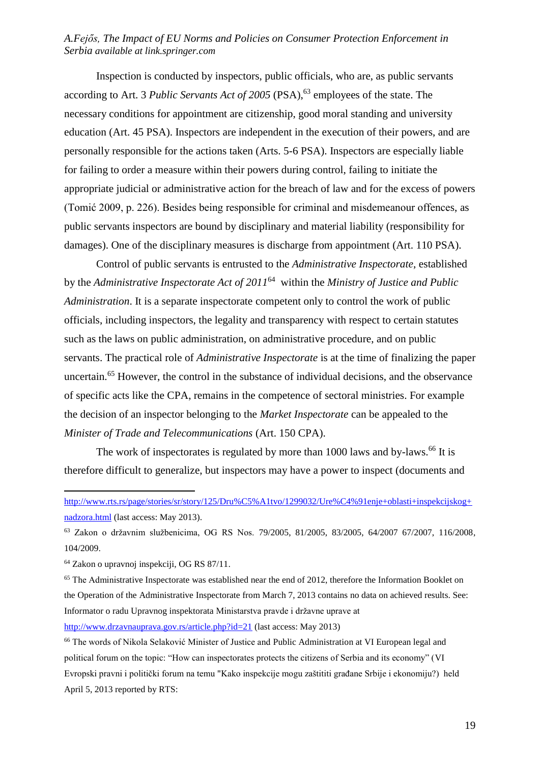Inspection is conducted by inspectors, public officials, who are, as public servants according to Art. 3 *Public Servants Act of 2005* (PSA),[63] employees of the state. The necessary conditions for appointment are citizenship, good moral standing and university education (Art. 45 PSA). Inspectors are independent in the execution of their powers, and are personally responsible for the actions taken (Arts. 5-6 PSA). Inspectors are especially liable for failing to order a measure within their powers during control, failing to initiate the appropriate judicial or administrative action for the breach of law and for the excess of powers (Tomić 2009, p. 226). Besides being responsible for criminal and misdemeanour offences, as public servants inspectors are bound by disciplinary and material liability (responsibility for damages). One of the disciplinary measures is discharge from appointment (Art. 110 PSA).

Control of public servants is entrusted to the *Administrative Inspectorate*, established by the *Administrative Inspectorate Act of 2011*[64] within the *Ministry of Justice and Public Administration*. It is a separate inspectorate competent only to control the work of public officials, including inspectors, the legality and transparency with respect to certain statutes such as the laws on public administration, on administrative procedure, and on public servants. The practical role of *Administrative Inspectorate* is at the time of finalizing the paper uncertain.[65] However, the control in the substance of individual decisions, and the observance of specific acts like the CPA, remains in the competence of sectoral ministries. For example the decision of an inspector belonging to the *Market Inspectorate* can be appealed to the *Minister of Trade and Telecommunications* (Art. 150 CPA).

The work of inspectorates is regulated by more than 1000 laws and by-laws.[66] It is therefore difficult to generalize, but inspectors may have a power to inspect (documents and

---

http://www.rts.rs/page/stories/sr/story/125/Dru%C5%A1tvo/1299032/Ure%C4%91enje+oblasti+inspekcijskog+nadzora.html (last access: May 2013).

[63] Zakon o državnim službenicima, OG RS Nos. 79/2005, 81/2005, 83/2005, 64/2007 67/2007, 116/2008, 104/2009.

[64] Zakon o upravnoj inspekciji, OG RS 87/11.

[65] The Administrative Inspectorate was established near the end of 2012, therefore the Information Booklet on the Operation of the Administrative Inspectorate from March 7, 2013 contains no data on achieved results. See: Informator o radu Upravnog inspektorata Ministarstva pravde i državne uprave at http://www.drzavnauprava.gov.rs/article.php?id=21 (last access: May 2013)

[66] The words of Nikola Selaković Minister of Justice and Public Administration at VI European legal and political forum on the topic: "How can inspectorates protects the citizens of Serbia and its economy" (VI Evropski pravni i politički forum na temu "Kako inspekcije mogu zaštititi građane Srbije i ekonomiju?) held April 5, 2013 reported by RTS: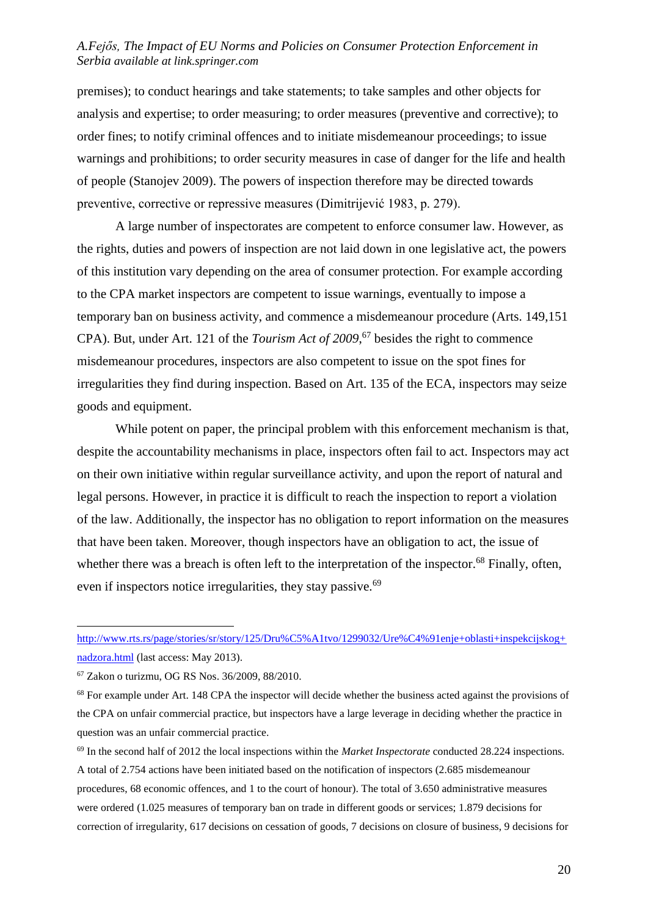premises); to conduct hearings and take statements; to take samples and other objects for analysis and expertise; to order measuring; to order measures (preventive and corrective); to order fines; to notify criminal offences and to initiate misdemeanour proceedings; to issue warnings and prohibitions; to order security measures in case of danger for the life and health of people (Stanojev 2009). The powers of inspection therefore may be directed towards preventive, corrective or repressive measures (Dimitrijević 1983, p. 279).

A large number of inspectorates are competent to enforce consumer law. However, as the rights, duties and powers of inspection are not laid down in one legislative act, the powers of this institution vary depending on the area of consumer protection. For example according to the CPA market inspectors are competent to issue warnings, eventually to impose a temporary ban on business activity, and commence a misdemeanour procedure (Arts. 149,151 CPA). But, under Art. 121 of the *Tourism Act of 2009*,[67] besides the right to commence misdemeanour procedures, inspectors are also competent to issue on the spot fines for irregularities they find during inspection. Based on Art. 135 of the ECA, inspectors may seize goods and equipment.

While potent on paper, the principal problem with this enforcement mechanism is that, despite the accountability mechanisms in place, inspectors often fail to act. Inspectors may act on their own initiative within regular surveillance activity, and upon the report of natural and legal persons. However, in practice it is difficult to reach the inspection to report a violation of the law. Additionally, the inspector has no obligation to report information on the measures that have been taken. Moreover, though inspectors have an obligation to act, the issue of whether there was a breach is often left to the interpretation of the inspector.[68] Finally, often, even if inspectors notice irregularities, they stay passive.[69]

---

http://www.rts.rs/page/stories/sr/story/125/Dru%C5%A1tvo/1299032/Ure%C4%91enje+oblasti+inspekcijskog+nadzora.html (last access: May 2013).

[67] Zakon o turizmu, OG RS Nos. 36/2009, 88/2010.

[68] For example under Art. 148 CPA the inspector will decide whether the business acted against the provisions of the CPA on unfair commercial practice, but inspectors have a large leverage in deciding whether the practice in question was an unfair commercial practice.

[69] In the second half of 2012 the local inspections within the *Market Inspectorate* conducted 28.224 inspections. A total of 2.754 actions have been initiated based on the notification of inspectors (2.685 misdemeanour procedures, 68 economic offences, and 1 to the court of honour). The total of 3.650 administrative measures were ordered (1.025 measures of temporary ban on trade in different goods or services; 1.879 decisions for correction of irregularity, 617 decisions on cessation of goods, 7 decisions on closure of business, 9 decisions for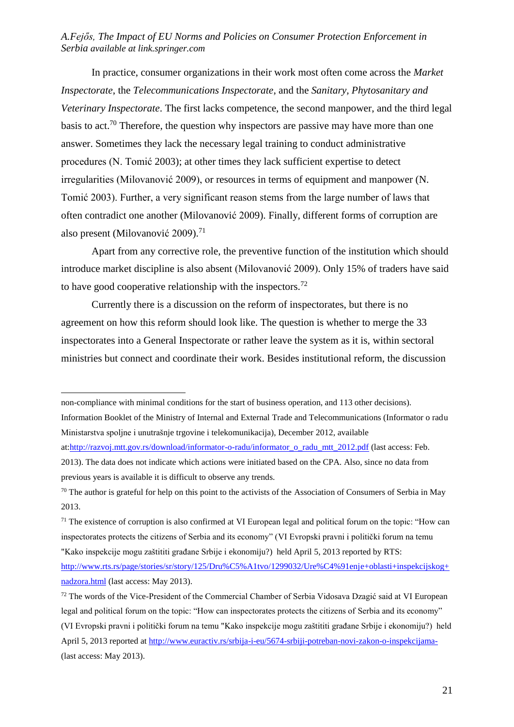In practice, consumer organizations in their work most often come across the *Market Inspectorate*, the *Telecommunications Inspectorate*, and the *Sanitary, Phytosanitary and Veterinary Inspectorate*. The first lacks competence, the second manpower, and the third legal basis to act.[70] Therefore, the question why inspectors are passive may have more than one answer. Sometimes they lack the necessary legal training to conduct administrative procedures (N. Tomić 2003); at other times they lack sufficient expertise to detect irregularities (Milovanović 2009), or resources in terms of equipment and manpower (N. Tomić 2003). Further, a very significant reason stems from the large number of laws that often contradict one another (Milovanović 2009). Finally, different forms of corruption are also present (Milovanović 2009).[71]

Apart from any corrective role, the preventive function of the institution which should introduce market discipline is also absent (Milovanović 2009). Only 15% of traders have said to have good cooperative relationship with the inspectors.[72]

Currently there is a discussion on the reform of inspectorates, but there is no agreement on how this reform should look like. The question is whether to merge the 33 inspectorates into a General Inspectorate or rather leave the system as it is, within sectoral ministries but connect and coordinate their work. Besides institutional reform, the discussion

---

non-compliance with minimal conditions for the start of business operation, and 113 other decisions). Information Booklet of the Ministry of Internal and External Trade and Telecommunications (Informator o radu Ministarstva spoljne i unutrašnje trgovine i telekomunikacija), December 2012, available at:http://razvoj.mtt.gov.rs/download/informator-o-radu/informator_o_radu_mtt_2012.pdf (last access: Feb. 2013). The data does not indicate which actions were initiated based on the CPA. Also, since no data from previous years is available it is difficult to observe any trends.

[70] The author is grateful for help on this point to the activists of the Association of Consumers of Serbia in May 2013.

[71] The existence of corruption is also confirmed at VI European legal and political forum on the topic: "How can inspectorates protects the citizens of Serbia and its economy" (VI Evropski pravni i politički forum na temu "Kako inspekcije mogu zaštititi građane Srbije i ekonomiju?) held April 5, 2013 reported by RTS: http://www.rts.rs/page/stories/sr/story/125/Dru%C5%A1tvo/1299032/Ure%C4%91enje+oblasti+inspekcijskog+nadzora.html (last access: May 2013).

[72] The words of the Vice-President of the Commercial Chamber of Serbia Vidosava Dzagić said at VI European legal and political forum on the topic: "How can inspectorates protects the citizens of Serbia and its economy" (VI Evropski pravni i politički forum na temu "Kako inspekcije mogu zaštititi građane Srbije i ekonomiju?) held April 5, 2013 reported at http://www.euractiv.rs/srbija-i-eu/5674-srbiji-potreban-novi-zakon-o-inspekcijama- (last access: May 2013).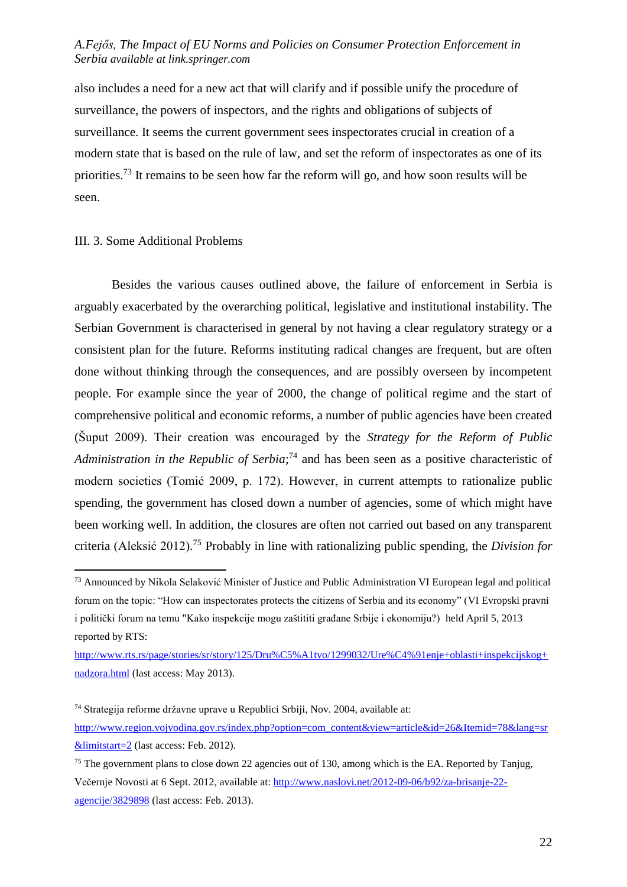also includes a need for a new act that will clarify and if possible unify the procedure of surveillance, the powers of inspectors, and the rights and obligations of subjects of surveillance. It seems the current government sees inspectorates crucial in creation of a modern state that is based on the rule of law, and set the reform of inspectorates as one of its priorities.[73] It remains to be seen how far the reform will go, and how soon results will be seen.

### III. 3. Some Additional Problems

Besides the various causes outlined above, the failure of enforcement in Serbia is arguably exacerbated by the overarching political, legislative and institutional instability. The Serbian Government is characterised in general by not having a clear regulatory strategy or a consistent plan for the future. Reforms instituting radical changes are frequent, but are often done without thinking through the consequences, and are possibly overseen by incompetent people. For example since the year of 2000, the change of political regime and the start of comprehensive political and economic reforms, a number of public agencies have been created (Šuput 2009). Their creation was encouraged by the *Strategy for the Reform of Public Administration in the Republic of Serbia*;[74] and has been seen as a positive characteristic of modern societies (Tomić 2009, p. 172). However, in current attempts to rationalize public spending, the government has closed down a number of agencies, some of which might have been working well. In addition, the closures are often not carried out based on any transparent criteria (Aleksić 2012).[75] Probably in line with rationalizing public spending, the *Division for*

---

[73] Announced by Nikola Selaković Minister of Justice and Public Administration VI European legal and political forum on the topic: "How can inspectorates protects the citizens of Serbia and its economy" (VI Evropski pravni i politički forum na temu "Kako inspekcije mogu zaštititi građane Srbije i ekonomiju?) held April 5, 2013 reported by RTS: http://www.rts.rs/page/stories/sr/story/125/Dru%C5%A1tvo/1299032/Ure%C4%91enje+oblasti+inspekcijskog+nadzora.html (last access: May 2013).

[74] Strategija reforme državne uprave u Republici Srbiji, Nov. 2004, available at: http://www.region.vojvodina.gov.rs/index.php?option=com_content&view=article&id=26&Itemid=78&lang=sr&limitstart=2 (last access: Feb. 2012).

[75] The government plans to close down 22 agencies out of 130, among which is the EA. Reported by Tanjug, Večernje Novosti at 6 Sept. 2012, available at: http://www.naslovi.net/2012-09-06/b92/za-brisanje-22-agencije/3829898 (last access: Feb. 2013).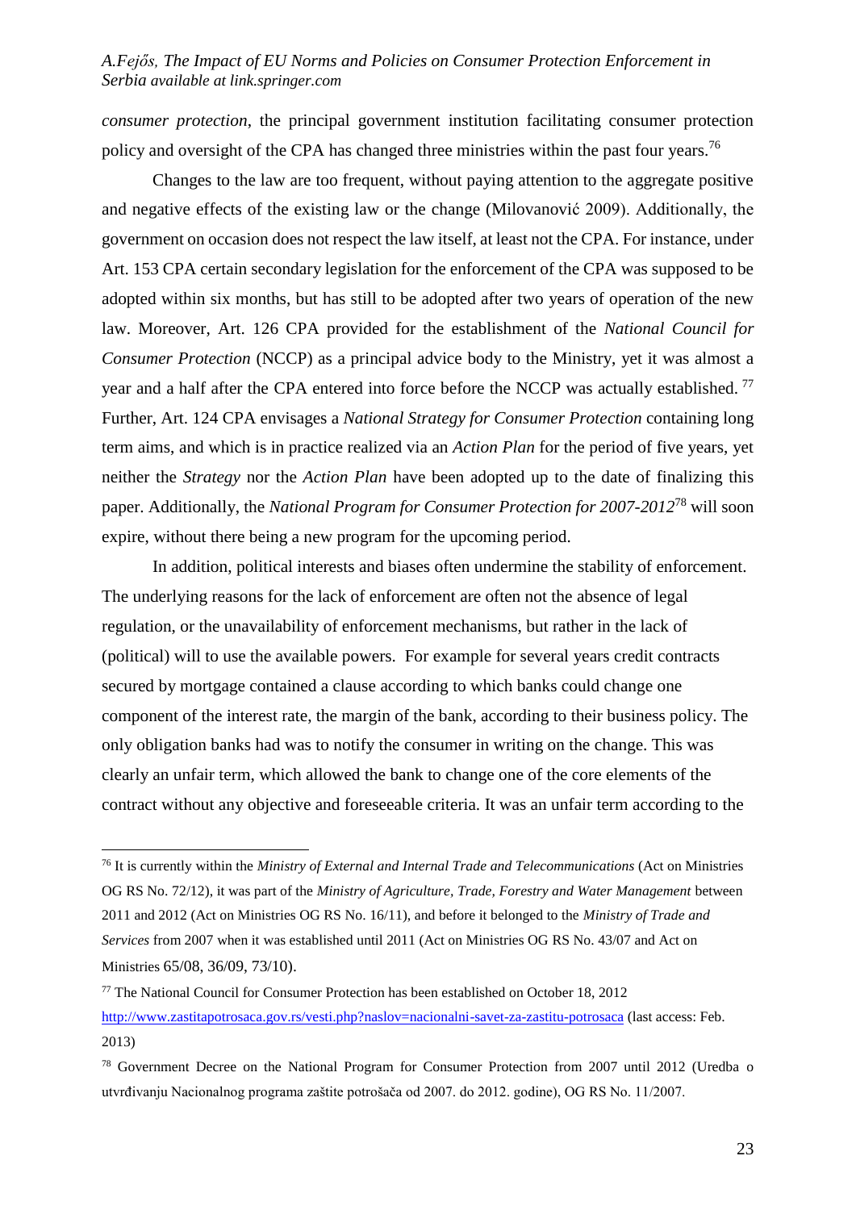*consumer protection*, the principal government institution facilitating consumer protection policy and oversight of the CPA has changed three ministries within the past four years.[76]

Changes to the law are too frequent, without paying attention to the aggregate positive and negative effects of the existing law or the change (Milovanović 2009). Additionally, the government on occasion does not respect the law itself, at least not the CPA. For instance, under Art. 153 CPA certain secondary legislation for the enforcement of the CPA was supposed to be adopted within six months, but has still to be adopted after two years of operation of the new law. Moreover, Art. 126 CPA provided for the establishment of the *National Council for Consumer Protection* (NCCP) as a principal advice body to the Ministry, yet it was almost a year and a half after the CPA entered into force before the NCCP was actually established. [77] Further, Art. 124 CPA envisages a *National Strategy for Consumer Protection* containing long term aims, and which is in practice realized via an *Action Plan* for the period of five years, yet neither the *Strategy* nor the *Action Plan* have been adopted up to the date of finalizing this paper. Additionally, the *National Program for Consumer Protection for 2007-2012*[78] will soon expire, without there being a new program for the upcoming period.

In addition, political interests and biases often undermine the stability of enforcement. The underlying reasons for the lack of enforcement are often not the absence of legal regulation, or the unavailability of enforcement mechanisms, but rather in the lack of (political) will to use the available powers. For example for several years credit contracts secured by mortgage contained a clause according to which banks could change one component of the interest rate, the margin of the bank, according to their business policy. The only obligation banks had was to notify the consumer in writing on the change. This was clearly an unfair term, which allowed the bank to change one of the core elements of the contract without any objective and foreseeable criteria. It was an unfair term according to the

---

[76] It is currently within the *Ministry of External and Internal Trade and Telecommunications* (Act on Ministries OG RS No. 72/12), it was part of the *Ministry of Agriculture, Trade, Forestry and Water Management* between 2011 and 2012 (Act on Ministries OG RS No. 16/11), and before it belonged to the *Ministry of Trade and Services* from 2007 when it was established until 2011 (Act on Ministries OG RS No. 43/07 and Act on Ministries 65/08, 36/09, 73/10).

[77] The National Council for Consumer Protection has been established on October 18, 2012 http://www.zastitapotrosaca.gov.rs/vesti.php?naslov=nacionalni-savet-za-zastitu-potrosaca (last access: Feb. 2013)

[78] Government Decree on the National Program for Consumer Protection from 2007 until 2012 (Uredba o utvrđivanju Nacionalnog programa zaštite potrošača od 2007. do 2012. godine), OG RS No. 11/2007.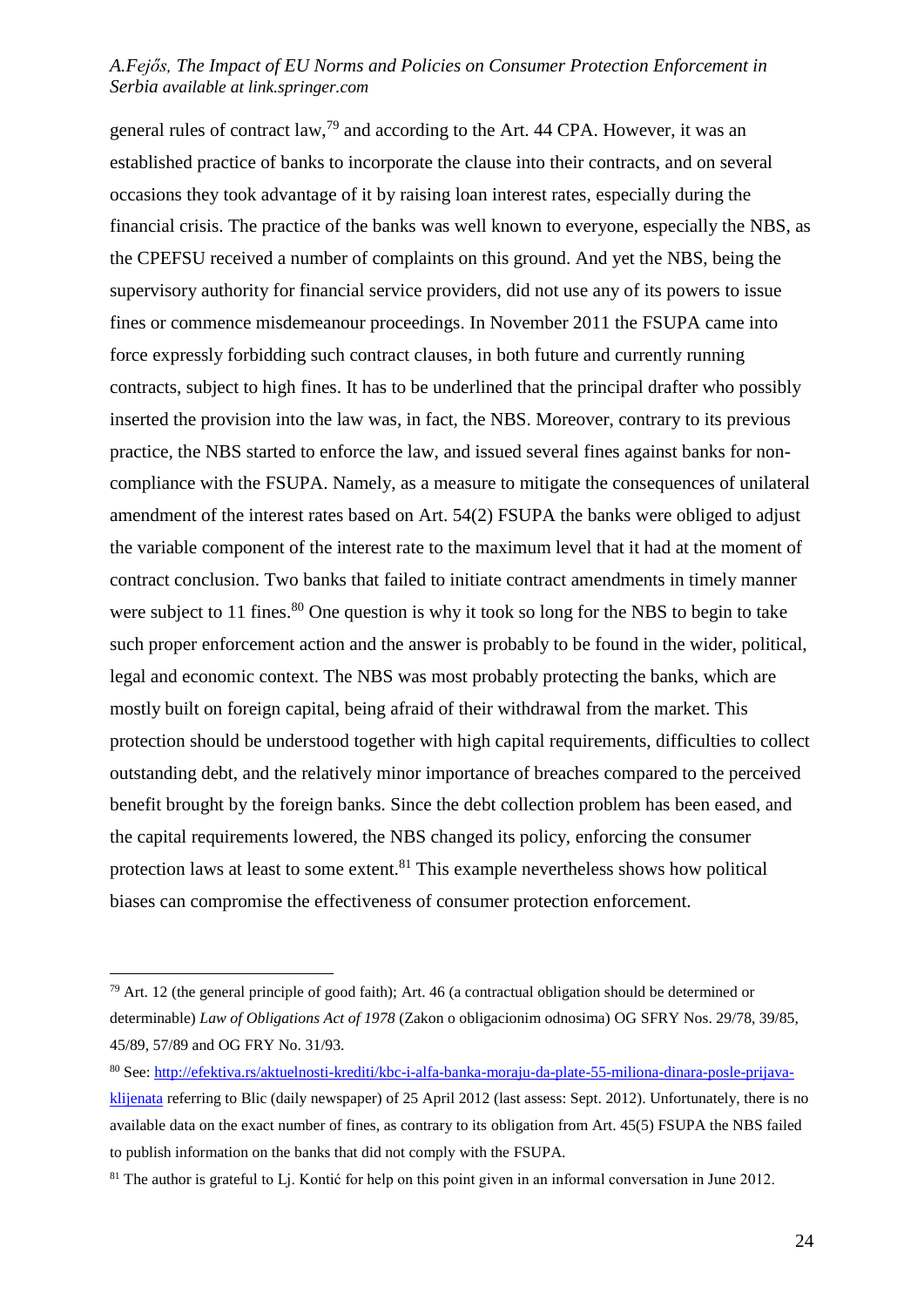general rules of contract law,[79] and according to the Art. 44 CPA. However, it was an established practice of banks to incorporate the clause into their contracts, and on several occasions they took advantage of it by raising loan interest rates, especially during the financial crisis. The practice of the banks was well known to everyone, especially the NBS, as the CPEFSU received a number of complaints on this ground. And yet the NBS, being the supervisory authority for financial service providers, did not use any of its powers to issue fines or commence misdemeanour proceedings. In November 2011 the FSUPA came into force expressly forbidding such contract clauses, in both future and currently running contracts, subject to high fines. It has to be underlined that the principal drafter who possibly inserted the provision into the law was, in fact, the NBS. Moreover, contrary to its previous practice, the NBS started to enforce the law, and issued several fines against banks for non-compliance with the FSUPA. Namely, as a measure to mitigate the consequences of unilateral amendment of the interest rates based on Art. 54(2) FSUPA the banks were obliged to adjust the variable component of the interest rate to the maximum level that it had at the moment of contract conclusion. Two banks that failed to initiate contract amendments in timely manner were subject to 11 fines.[80] One question is why it took so long for the NBS to begin to take such proper enforcement action and the answer is probably to be found in the wider, political, legal and economic context. The NBS was most probably protecting the banks, which are mostly built on foreign capital, being afraid of their withdrawal from the market. This protection should be understood together with high capital requirements, difficulties to collect outstanding debt, and the relatively minor importance of breaches compared to the perceived benefit brought by the foreign banks. Since the debt collection problem has been eased, and the capital requirements lowered, the NBS changed its policy, enforcing the consumer protection laws at least to some extent.[81] This example nevertheless shows how political biases can compromise the effectiveness of consumer protection enforcement.

---

[79] Art. 12 (the general principle of good faith); Art. 46 (a contractual obligation should be determined or determinable) *Law of Obligations Act of 1978* (Zakon o obligacionim odnosima) OG SFRY Nos. 29/78, 39/85, 45/89, 57/89 and OG FRY No. 31/93.

[80] See: http://efektiva.rs/aktuelnosti-krediti/kbc-i-alfa-banka-moraju-da-plate-55-miliona-dinara-posle-prijava-klijenata referring to Blic (daily newspaper) of 25 April 2012 (last assess: Sept. 2012). Unfortunately, there is no available data on the exact number of fines, as contrary to its obligation from Art. 45(5) FSUPA the NBS failed to publish information on the banks that did not comply with the FSUPA.

[81] The author is grateful to Lj. Kontić for help on this point given in an informal conversation in June 2012.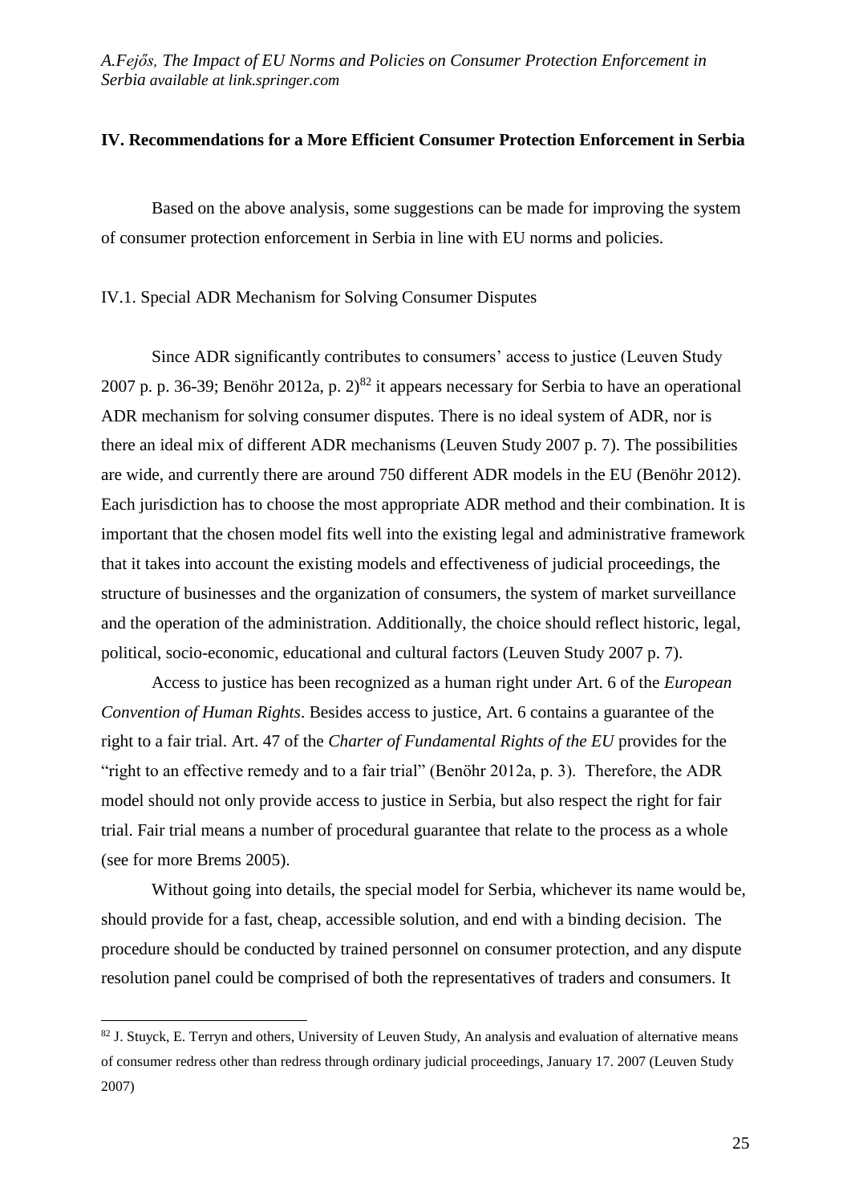## IV. Recommendations for a More Efficient Consumer Protection Enforcement in Serbia

Based on the above analysis, some suggestions can be made for improving the system of consumer protection enforcement in Serbia in line with EU norms and policies.

### IV.1. Special ADR Mechanism for Solving Consumer Disputes

Since ADR significantly contributes to consumers' access to justice (Leuven Study 2007 p. p. 36-39; Benöhr 2012a, p. 2)[82] it appears necessary for Serbia to have an operational ADR mechanism for solving consumer disputes. There is no ideal system of ADR, nor is there an ideal mix of different ADR mechanisms (Leuven Study 2007 p. 7). The possibilities are wide, and currently there are around 750 different ADR models in the EU (Benöhr 2012). Each jurisdiction has to choose the most appropriate ADR method and their combination. It is important that the chosen model fits well into the existing legal and administrative framework that it takes into account the existing models and effectiveness of judicial proceedings, the structure of businesses and the organization of consumers, the system of market surveillance and the operation of the administration. Additionally, the choice should reflect historic, legal, political, socio-economic, educational and cultural factors (Leuven Study 2007 p. 7).

Access to justice has been recognized as a human right under Art. 6 of the *European Convention of Human Rights*. Besides access to justice, Art. 6 contains a guarantee of the right to a fair trial. Art. 47 of the *Charter of Fundamental Rights of the EU* provides for the "right to an effective remedy and to a fair trial" (Benöhr 2012a, p. 3). Therefore, the ADR model should not only provide access to justice in Serbia, but also respect the right for fair trial. Fair trial means a number of procedural guarantee that relate to the process as a whole (see for more Brems 2005).

Without going into details, the special model for Serbia, whichever its name would be, should provide for a fast, cheap, accessible solution, and end with a binding decision. The procedure should be conducted by trained personnel on consumer protection, and any dispute resolution panel could be comprised of both the representatives of traders and consumers. It

[82] J. Stuyck, E. Terryn and others, University of Leuven Study, An analysis and evaluation of alternative means of consumer redress other than redress through ordinary judicial proceedings, January 17. 2007 (Leuven Study 2007)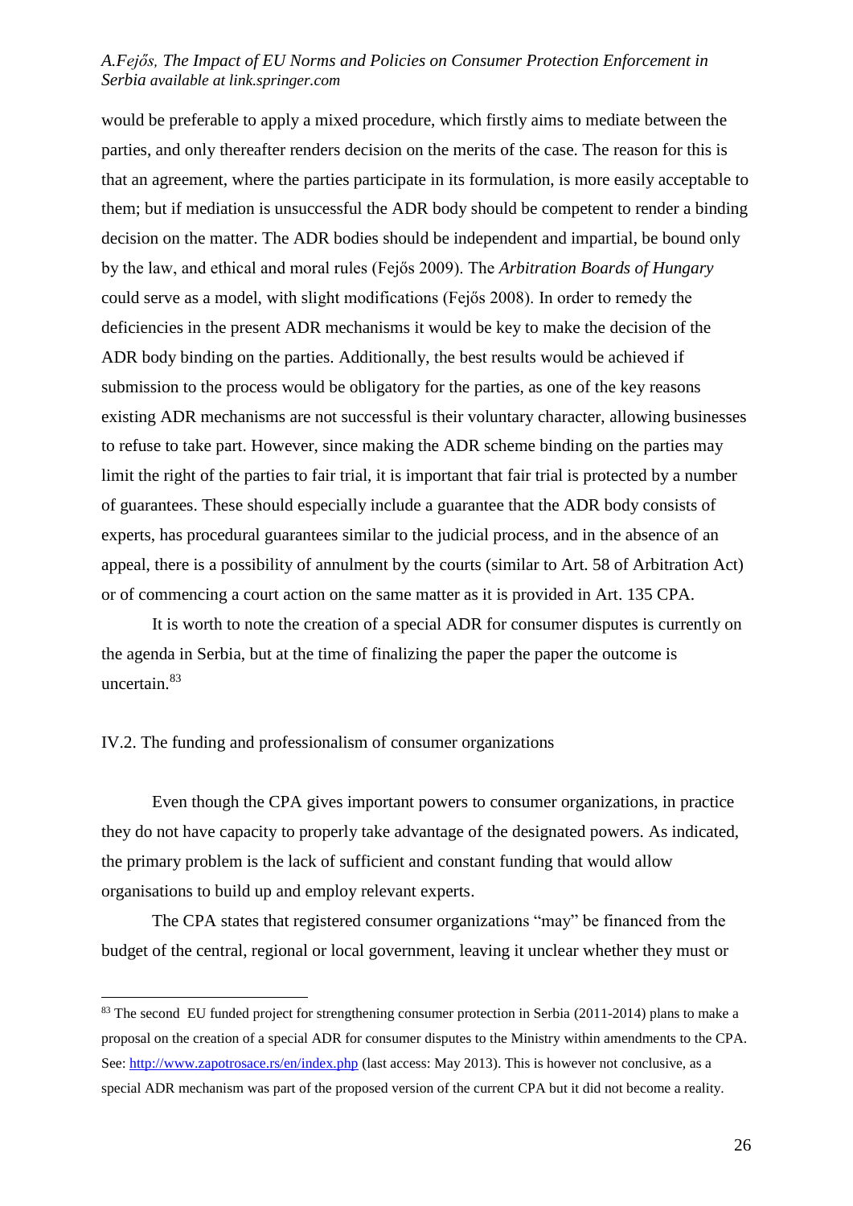would be preferable to apply a mixed procedure, which firstly aims to mediate between the parties, and only thereafter renders decision on the merits of the case. The reason for this is that an agreement, where the parties participate in its formulation, is more easily acceptable to them; but if mediation is unsuccessful the ADR body should be competent to render a binding decision on the matter. The ADR bodies should be independent and impartial, be bound only by the law, and ethical and moral rules (Fejős 2009). The *Arbitration Boards of Hungary* could serve as a model, with slight modifications (Fejős 2008). In order to remedy the deficiencies in the present ADR mechanisms it would be key to make the decision of the ADR body binding on the parties. Additionally, the best results would be achieved if submission to the process would be obligatory for the parties, as one of the key reasons existing ADR mechanisms are not successful is their voluntary character, allowing businesses to refuse to take part. However, since making the ADR scheme binding on the parties may limit the right of the parties to fair trial, it is important that fair trial is protected by a number of guarantees. These should especially include a guarantee that the ADR body consists of experts, has procedural guarantees similar to the judicial process, and in the absence of an appeal, there is a possibility of annulment by the courts (similar to Art. 58 of Arbitration Act) or of commencing a court action on the same matter as it is provided in Art. 135 CPA.

It is worth to note the creation of a special ADR for consumer disputes is currently on the agenda in Serbia, but at the time of finalizing the paper the paper the outcome is uncertain.[83]

## IV.2. The funding and professionalism of consumer organizations

Even though the CPA gives important powers to consumer organizations, in practice they do not have capacity to properly take advantage of the designated powers. As indicated, the primary problem is the lack of sufficient and constant funding that would allow organisations to build up and employ relevant experts.

The CPA states that registered consumer organizations "may" be financed from the budget of the central, regional or local government, leaving it unclear whether they must or

---

[83] The second EU funded project for strengthening consumer protection in Serbia (2011-2014) plans to make a proposal on the creation of a special ADR for consumer disputes to the Ministry within amendments to the CPA. See: http://www.zapotrosace.rs/en/index.php (last access: May 2013). This is however not conclusive, as a special ADR mechanism was part of the proposed version of the current CPA but it did not become a reality.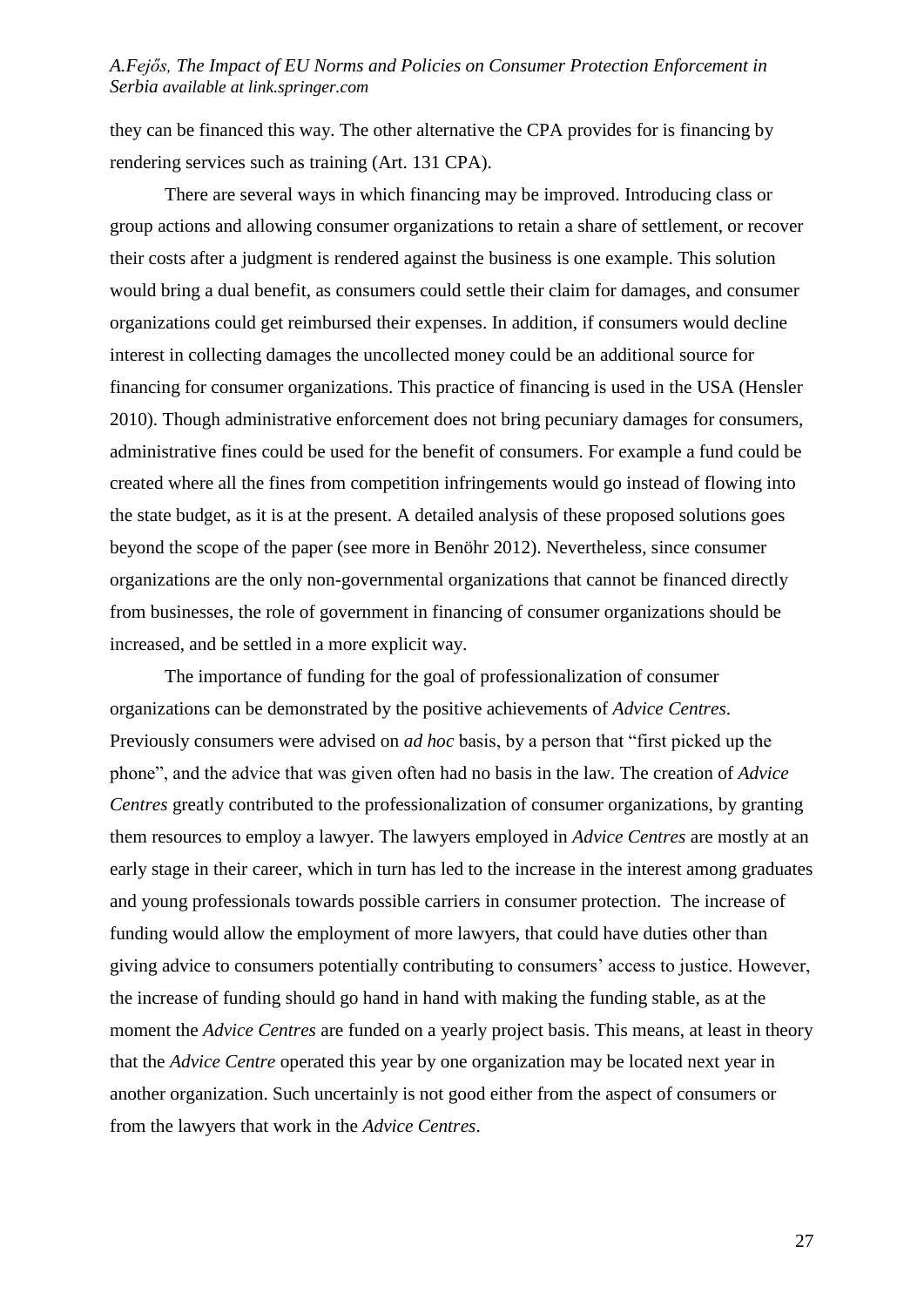they can be financed this way. The other alternative the CPA provides for is financing by rendering services such as training (Art. 131 CPA).

There are several ways in which financing may be improved. Introducing class or group actions and allowing consumer organizations to retain a share of settlement, or recover their costs after a judgment is rendered against the business is one example. This solution would bring a dual benefit, as consumers could settle their claim for damages, and consumer organizations could get reimbursed their expenses. In addition, if consumers would decline interest in collecting damages the uncollected money could be an additional source for financing for consumer organizations. This practice of financing is used in the USA (Hensler 2010). Though administrative enforcement does not bring pecuniary damages for consumers, administrative fines could be used for the benefit of consumers. For example a fund could be created where all the fines from competition infringements would go instead of flowing into the state budget, as it is at the present. A detailed analysis of these proposed solutions goes beyond the scope of the paper (see more in Benöhr 2012). Nevertheless, since consumer organizations are the only non-governmental organizations that cannot be financed directly from businesses, the role of government in financing of consumer organizations should be increased, and be settled in a more explicit way.

The importance of funding for the goal of professionalization of consumer organizations can be demonstrated by the positive achievements of *Advice Centres*. Previously consumers were advised on *ad hoc* basis, by a person that "first picked up the phone", and the advice that was given often had no basis in the law. The creation of *Advice Centres* greatly contributed to the professionalization of consumer organizations, by granting them resources to employ a lawyer. The lawyers employed in *Advice Centres* are mostly at an early stage in their career, which in turn has led to the increase in the interest among graduates and young professionals towards possible carriers in consumer protection. The increase of funding would allow the employment of more lawyers, that could have duties other than giving advice to consumers potentially contributing to consumers' access to justice. However, the increase of funding should go hand in hand with making the funding stable, as at the moment the *Advice Centres* are funded on a yearly project basis. This means, at least in theory that the *Advice Centre* operated this year by one organization may be located next year in another organization. Such uncertainly is not good either from the aspect of consumers or from the lawyers that work in the *Advice Centres*.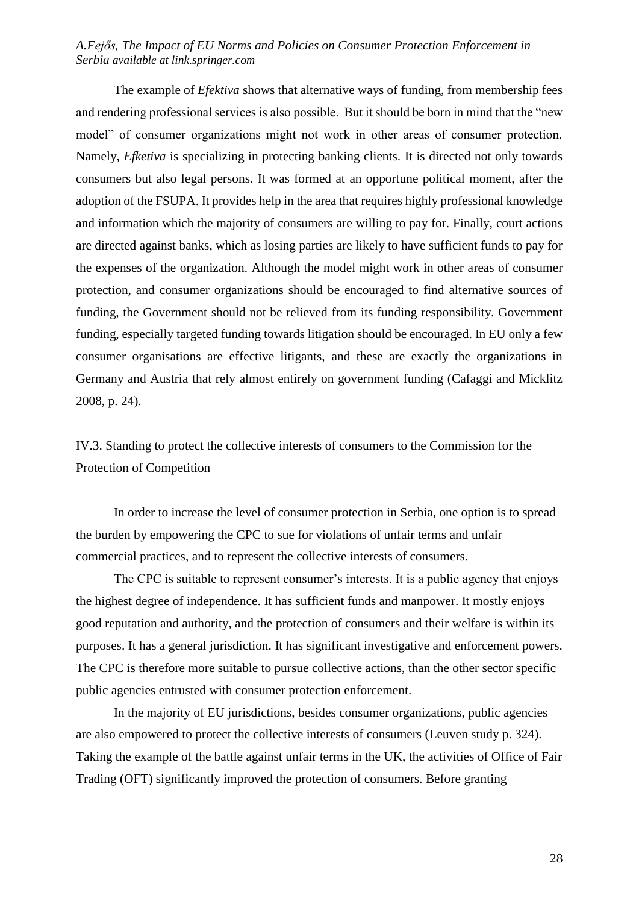The example of *Efektiva* shows that alternative ways of funding, from membership fees and rendering professional services is also possible. But it should be born in mind that the "new model" of consumer organizations might not work in other areas of consumer protection. Namely, *Efketiva* is specializing in protecting banking clients. It is directed not only towards consumers but also legal persons. It was formed at an opportune political moment, after the adoption of the FSUPA. It provides help in the area that requires highly professional knowledge and information which the majority of consumers are willing to pay for. Finally, court actions are directed against banks, which as losing parties are likely to have sufficient funds to pay for the expenses of the organization. Although the model might work in other areas of consumer protection, and consumer organizations should be encouraged to find alternative sources of funding, the Government should not be relieved from its funding responsibility. Government funding, especially targeted funding towards litigation should be encouraged. In EU only a few consumer organisations are effective litigants, and these are exactly the organizations in Germany and Austria that rely almost entirely on government funding (Cafaggi and Micklitz 2008, p. 24).

## IV.3. Standing to protect the collective interests of consumers to the Commission for the Protection of Competition

In order to increase the level of consumer protection in Serbia, one option is to spread the burden by empowering the CPC to sue for violations of unfair terms and unfair commercial practices, and to represent the collective interests of consumers.

The CPC is suitable to represent consumer's interests. It is a public agency that enjoys the highest degree of independence. It has sufficient funds and manpower. It mostly enjoys good reputation and authority, and the protection of consumers and their welfare is within its purposes. It has a general jurisdiction. It has significant investigative and enforcement powers. The CPC is therefore more suitable to pursue collective actions, than the other sector specific public agencies entrusted with consumer protection enforcement.

In the majority of EU jurisdictions, besides consumer organizations, public agencies are also empowered to protect the collective interests of consumers (Leuven study p. 324). Taking the example of the battle against unfair terms in the UK, the activities of Office of Fair Trading (OFT) significantly improved the protection of consumers. Before granting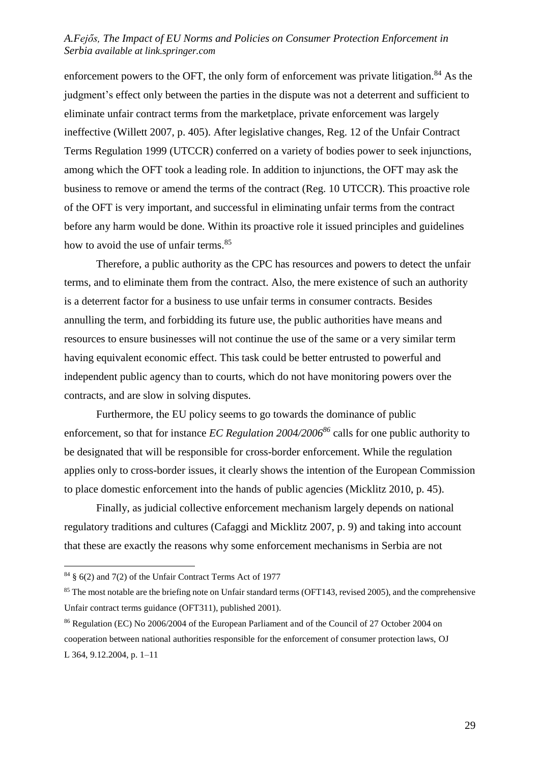enforcement powers to the OFT, the only form of enforcement was private litigation.[84] As the judgment's effect only between the parties in the dispute was not a deterrent and sufficient to eliminate unfair contract terms from the marketplace, private enforcement was largely ineffective (Willett 2007, p. 405). After legislative changes, Reg. 12 of the Unfair Contract Terms Regulation 1999 (UTCCR) conferred on a variety of bodies power to seek injunctions, among which the OFT took a leading role. In addition to injunctions, the OFT may ask the business to remove or amend the terms of the contract (Reg. 10 UTCCR). This proactive role of the OFT is very important, and successful in eliminating unfair terms from the contract before any harm would be done. Within its proactive role it issued principles and guidelines how to avoid the use of unfair terms.[85]

Therefore, a public authority as the CPC has resources and powers to detect the unfair terms, and to eliminate them from the contract. Also, the mere existence of such an authority is a deterrent factor for a business to use unfair terms in consumer contracts. Besides annulling the term, and forbidding its future use, the public authorities have means and resources to ensure businesses will not continue the use of the same or a very similar term having equivalent economic effect. This task could be better entrusted to powerful and independent public agency than to courts, which do not have monitoring powers over the contracts, and are slow in solving disputes.

Furthermore, the EU policy seems to go towards the dominance of public enforcement, so that for instance *EC Regulation 2004/2006*[86] calls for one public authority to be designated that will be responsible for cross-border enforcement. While the regulation applies only to cross-border issues, it clearly shows the intention of the European Commission to place domestic enforcement into the hands of public agencies (Micklitz 2010, p. 45).

Finally, as judicial collective enforcement mechanism largely depends on national regulatory traditions and cultures (Cafaggi and Micklitz 2007, p. 9) and taking into account that these are exactly the reasons why some enforcement mechanisms in Serbia are not

---

[84] § 6(2) and 7(2) of the Unfair Contract Terms Act of 1977

[85] The most notable are the briefing note on Unfair standard terms (OFT143, revised 2005), and the comprehensive Unfair contract terms guidance (OFT311), published 2001).

[86] Regulation (EC) No 2006/2004 of the European Parliament and of the Council of 27 October 2004 on cooperation between national authorities responsible for the enforcement of consumer protection laws, OJ L 364, 9.12.2004, p. 1–11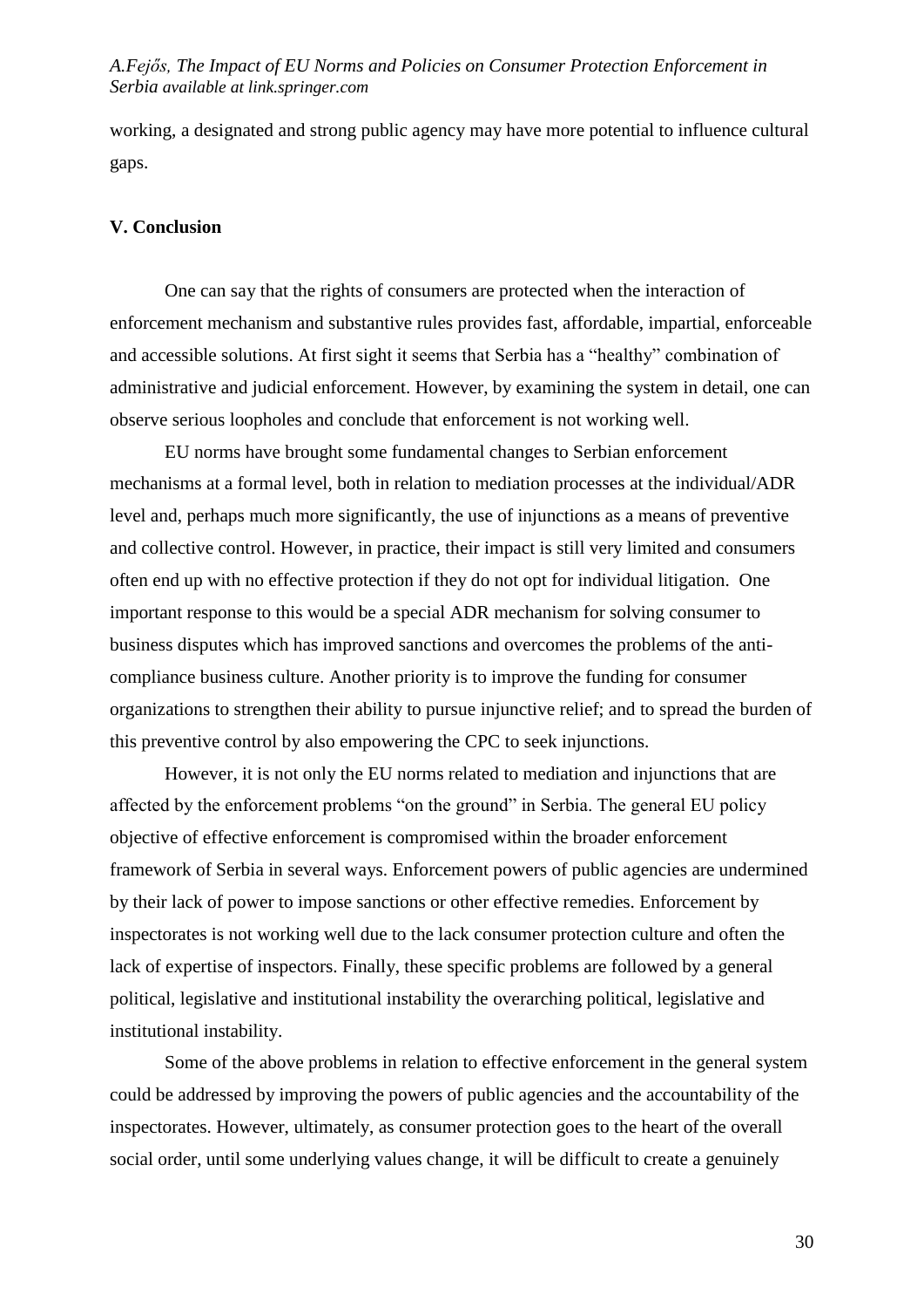working, a designated and strong public agency may have more potential to influence cultural gaps.

### V. Conclusion

One can say that the rights of consumers are protected when the interaction of enforcement mechanism and substantive rules provides fast, affordable, impartial, enforceable and accessible solutions. At first sight it seems that Serbia has a "healthy" combination of administrative and judicial enforcement. However, by examining the system in detail, one can observe serious loopholes and conclude that enforcement is not working well.

EU norms have brought some fundamental changes to Serbian enforcement mechanisms at a formal level, both in relation to mediation processes at the individual/ADR level and, perhaps much more significantly, the use of injunctions as a means of preventive and collective control. However, in practice, their impact is still very limited and consumers often end up with no effective protection if they do not opt for individual litigation. One important response to this would be a special ADR mechanism for solving consumer to business disputes which has improved sanctions and overcomes the problems of the anti-compliance business culture. Another priority is to improve the funding for consumer organizations to strengthen their ability to pursue injunctive relief; and to spread the burden of this preventive control by also empowering the CPC to seek injunctions.

However, it is not only the EU norms related to mediation and injunctions that are affected by the enforcement problems "on the ground" in Serbia. The general EU policy objective of effective enforcement is compromised within the broader enforcement framework of Serbia in several ways. Enforcement powers of public agencies are undermined by their lack of power to impose sanctions or other effective remedies. Enforcement by inspectorates is not working well due to the lack consumer protection culture and often the lack of expertise of inspectors. Finally, these specific problems are followed by a general political, legislative and institutional instability the overarching political, legislative and institutional instability.

Some of the above problems in relation to effective enforcement in the general system could be addressed by improving the powers of public agencies and the accountability of the inspectorates. However, ultimately, as consumer protection goes to the heart of the overall social order, until some underlying values change, it will be difficult to create a genuinely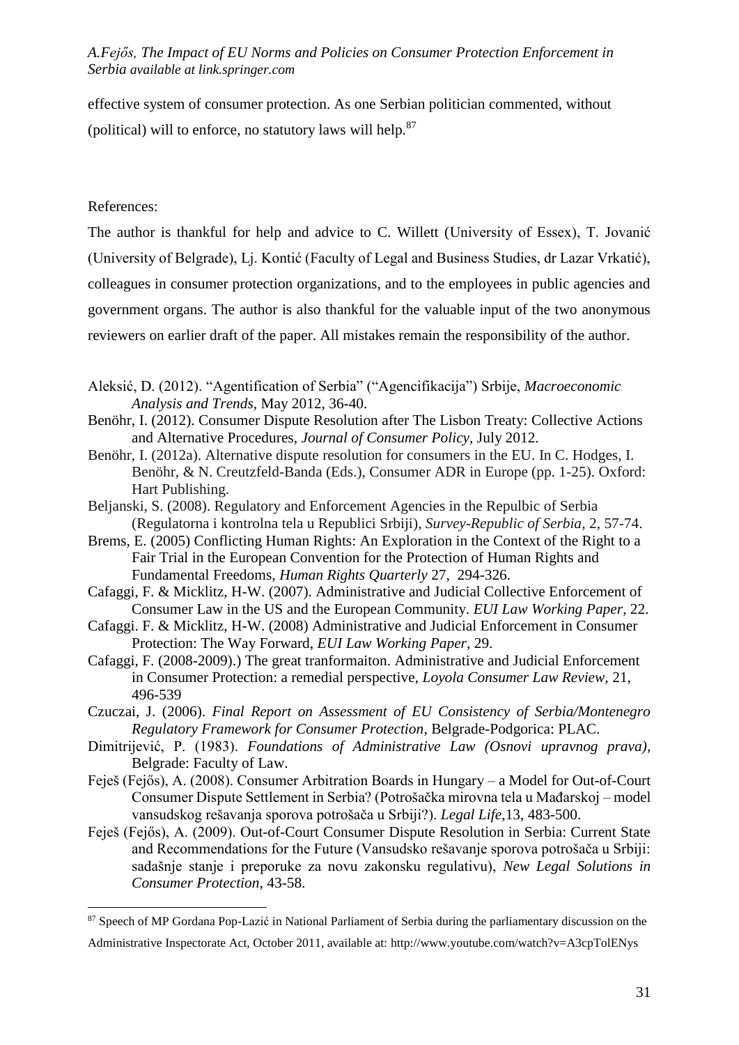effective system of consumer protection. As one Serbian politician commented, without (political) will to enforce, no statutory laws will help.[87]

References:

The author is thankful for help and advice to C. Willett (University of Essex), T. Jovanić (University of Belgrade), Lj. Kontić (Faculty of Legal and Business Studies, dr Lazar Vrkatić), colleagues in consumer protection organizations, and to the employees in public agencies and government organs. The author is also thankful for the valuable input of the two anonymous reviewers on earlier draft of the paper. All mistakes remain the responsibility of the author.

Aleksić, D. (2012). "Agentification of Serbia" ("Agencifikacija") Srbije, *Macroeconomic Analysis and Trends*, May 2012, 36-40.

Benöhr, I. (2012). Consumer Dispute Resolution after The Lisbon Treaty: Collective Actions and Alternative Procedures, *Journal of Consumer Policy*, July 2012.

Benöhr, I. (2012a). Alternative dispute resolution for consumers in the EU. In C. Hodges, I. Benöhr, & N. Creutzfeld-Banda (Eds.), Consumer ADR in Europe (pp. 1-25). Oxford: Hart Publishing.

Beljanski, S. (2008). Regulatory and Enforcement Agencies in the Repulbic of Serbia (Regulatorna i kontrolna tela u Republici Srbiji), *Survey-Republic of Serbia*, 2, 57-74.

Brems, E. (2005) Conflicting Human Rights: An Exploration in the Context of the Right to a Fair Trial in the European Convention for the Protection of Human Rights and Fundamental Freedoms, *Human Rights Quarterly* 27, 294-326.

Cafaggi, F. & Micklitz, H-W. (2007). Administrative and Judicial Collective Enforcement of Consumer Law in the US and the European Community. *EUI Law Working Paper*, 22.

Cafaggi. F. & Micklitz, H-W. (2008) Administrative and Judicial Enforcement in Consumer Protection: The Way Forward, *EUI Law Working Paper*, 29.

Cafaggi, F. (2008-2009).) The great tranformaiton. Administrative and Judicial Enforcement in Consumer Protection: a remedial perspective, *Loyola Consumer Law Review*, 21, 496-539

Czuczai, J. (2006). *Final Report on Assessment of EU Consistency of Serbia/Montenegro Regulatory Framework for Consumer Protection*, Belgrade-Podgorica: PLAC.

Dimitrijević, P. (1983). *Foundations of Administrative Law (Osnovi upravnog prava)*, Belgrade: Faculty of Law.

Feješ (Fejős), A. (2008). Consumer Arbitration Boards in Hungary – a Model for Out-of-Court Consumer Dispute Settlement in Serbia? (Potrošačka mirovna tela u Mađarskoj – model vansudskog rešavanja sporova potrošača u Srbiji?). *Legal Life*,13, 483-500.

Feješ (Fejős), A. (2009). Out-of-Court Consumer Dispute Resolution in Serbia: Current State and Recommendations for the Future (Vansudsko rešavanje sporova potrošača u Srbiji: sadašnje stanje i preporuke za novu zakonsku regulativu), *New Legal Solutions in Consumer Protection*, 43-58.

[87] Speech of MP Gordana Pop-Lazić in National Parliament of Serbia during the parliamentary discussion on the Administrative Inspectorate Act, October 2011, available at: http://www.youtube.com/watch?v=A3cpTolENys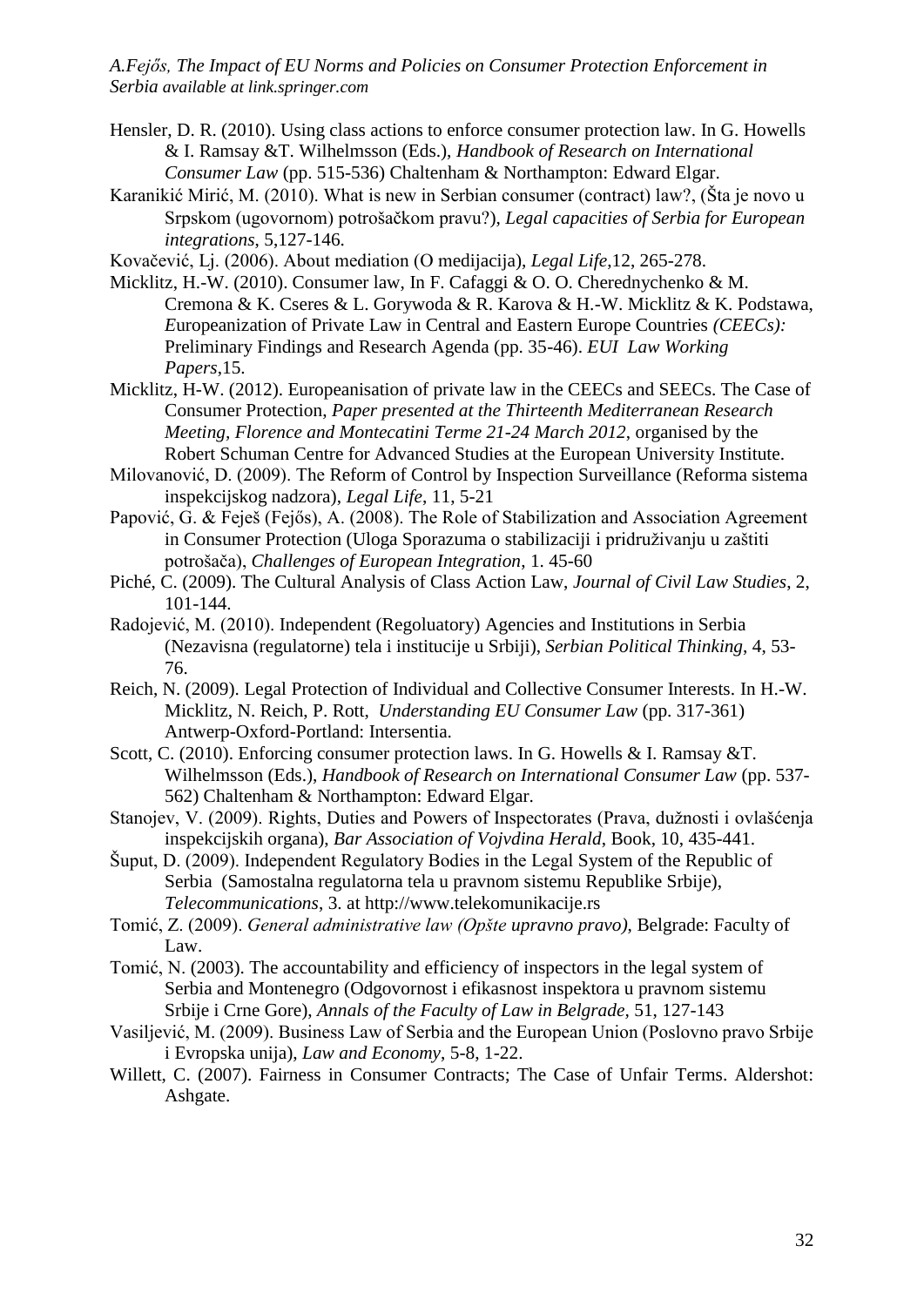Hensler, D. R. (2010). Using class actions to enforce consumer protection law. In G. Howells & I. Ramsay &T. Wilhelmsson (Eds.), *Handbook of Research on International Consumer Law* (pp. 515-536) Chaltenham & Northampton: Edward Elgar.

Karanikić Mirić, M. (2010). What is new in Serbian consumer (contract) law?, (Šta je novo u Srpskom (ugovornom) potrošačkom pravu?), *Legal capacities of Serbia for European integrations*, 5,127-146.

Kovačević, Lj. (2006). About mediation (O medijacija), *Legal Life*,12, 265-278.

Micklitz, H.-W. (2010). Consumer law, In F. Cafaggi & O. O. Cherednychenko & M. Cremona & K. Cseres & L. Gorywoda & R. Karova & H.-W. Micklitz & K. Podstawa, *E*uropeanization of Private Law in Central and Eastern Europe Countries *(CEECs):* Preliminary Findings and Research Agenda (pp. 35-46). *EUI Law Working Papers*,15.

Micklitz, H-W. (2012). Europeanisation of private law in the CEECs and SEECs. The Case of Consumer Protection, *Paper presented at the Thirteenth Mediterranean Research Meeting, Florence and Montecatini Terme 21-24 March 2012*, organised by the Robert Schuman Centre for Advanced Studies at the European University Institute.

Milovanović, D. (2009). The Reform of Control by Inspection Surveillance (Reforma sistema inspekcijskog nadzora), *Legal Life*, 11, 5-21

Papović, G. & Feješ (Fejős), A. (2008). The Role of Stabilization and Association Agreement in Consumer Protection (Uloga Sporazuma o stabilizaciji i pridruživanju u zaštiti potrošača), *Challenges of European Integration*, 1. 45-60

Piché, C. (2009). The Cultural Analysis of Class Action Law, *Journal of Civil Law Studies*, 2, 101-144.

Radojević, M. (2010). Independent (Regoluatory) Agencies and Institutions in Serbia (Nezavisna (regulatorne) tela i institucije u Srbiji), *Serbian Political Thinking*, 4, 53-76.

Reich, N. (2009). Legal Protection of Individual and Collective Consumer Interests. In H.-W. Micklitz, N. Reich, P. Rott, *Understanding EU Consumer Law* (pp. 317-361) Antwerp-Oxford-Portland: Intersentia.

Scott, C. (2010). Enforcing consumer protection laws. In G. Howells & I. Ramsay &T. Wilhelmsson (Eds.), *Handbook of Research on International Consumer Law* (pp. 537-562) Chaltenham & Northampton: Edward Elgar.

Stanojev, V. (2009). Rights, Duties and Powers of Inspectorates (Prava, dužnosti i ovlašćenja inspekcijskih organa), *Bar Association of Vojvdina Herald*, Book, 10, 435-441.

Šuput, D. (2009). Independent Regulatory Bodies in the Legal System of the Republic of Serbia (Samostalna regulatorna tela u pravnom sistemu Republike Srbije), *Telecommunications*, 3. at http://www.telekomunikacije.rs

Tomić, Z. (2009). *General administrative law (Opšte upravno pravo)*, Belgrade: Faculty of Law.

Tomić, N. (2003). The accountability and efficiency of inspectors in the legal system of Serbia and Montenegro (Odgovornost i efikasnost inspektora u pravnom sistemu Srbije i Crne Gore), *Annals of the Faculty of Law in Belgrade*, 51, 127-143

Vasiljević, M. (2009). Business Law of Serbia and the European Union (Poslovno pravo Srbije i Evropska unija), *Law and Economy*, 5-8, 1-22.

Willett, C. (2007). Fairness in Consumer Contracts; The Case of Unfair Terms. Aldershot: Ashgate.